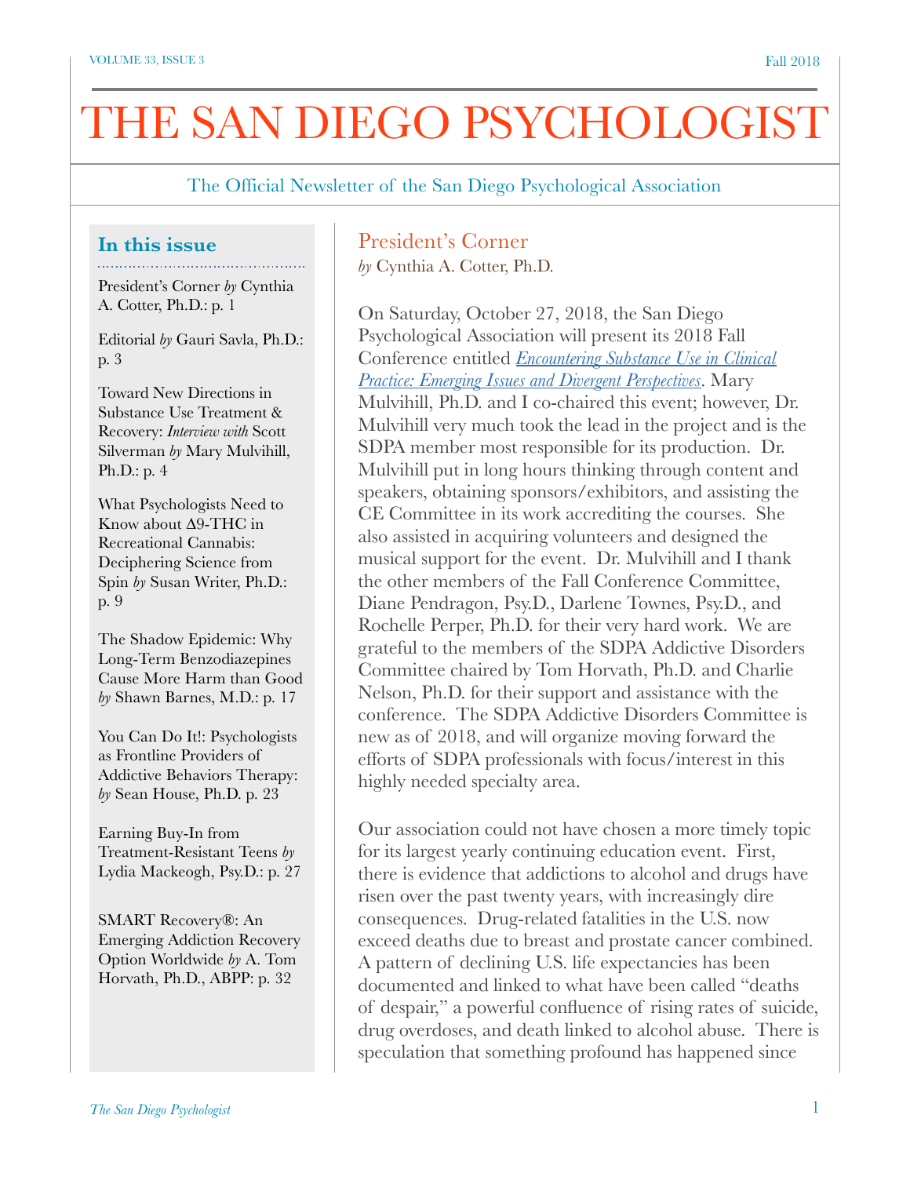# THE SAN DIEGO PSYCHOLOGIST

The Official Newsletter of the San Diego Psychological Association

## In this issue

President's Corner *by* Cynthia A. Cotter, Ph.D.: p. 1

Editorial *by* Gauri Savla, Ph.D.: p. 3

Toward New Directions in Substance Use Treatment & Recovery: *Interview with* Scott Silverman *by* Mary Mulvihill, Ph.D.: p. 4

What Psychologists Need to Know about Δ9-THC in Recreational Cannabis: Deciphering Science from Spin *by* Susan Writer, Ph.D.: p. 9

The Shadow Epidemic: Why Long-Term Benzodiazepines Cause More Harm than Good *by* Shawn Barnes, M.D.: p. 17

You Can Do It!: Psychologists as Frontline Providers of Addictive Behaviors Therapy: *by* Sean House, Ph.D. p. 23

Earning Buy-In from Treatment-Resistant Teens *by* Lydia Mackeogh, Psy.D.: p. 27

SMART Recovery®: An Emerging Addiction Recovery Option Worldwide *by* A. Tom Horvath, Ph.D., ABPP: p. 32

## President's Corner

*by* Cynthia A. Cotter, Ph.D.

On Saturday, October 27, 2018, the San Diego Psychological Association will present its 2018 Fall Conference entitled *Encountering Substance Use in Clinical Practice: Emerging Issues and Divergent Perspectives*. Mary Mulvihill, Ph.D. and I co-chaired this event; however, Dr. Mulvihill very much took the lead in the project and is the SDPA member most responsible for its production. Dr. Mulvihill put in long hours thinking through content and speakers, obtaining sponsors/exhibitors, and assisting the CE Committee in its work accrediting the courses. She also assisted in acquiring volunteers and designed the musical support for the event. Dr. Mulvihill and I thank the other members of the Fall Conference Committee, Diane Pendragon, Psy.D., Darlene Townes, Psy.D., and Rochelle Perper, Ph.D. for their very hard work. We are grateful to the members of the SDPA Addictive Disorders Committee chaired by Tom Horvath, Ph.D. and Charlie Nelson, Ph.D. for their support and assistance with the conference. The SDPA Addictive Disorders Committee is new as of 2018, and will organize moving forward the efforts of SDPA professionals with focus/interest in this highly needed specialty area.

Our association could not have chosen a more timely topic for its largest yearly continuing education event. First, there is evidence that addictions to alcohol and drugs have risen over the past twenty years, with increasingly dire consequences. Drug-related fatalities in the U.S. now exceed deaths due to breast and prostate cancer combined. A pattern of declining U.S. life expectancies has been documented and linked to what have been called "deaths of despair," a powerful confluence of rising rates of suicide, drug overdoses, and death linked to alcohol abuse. There is speculation that something profound has happened since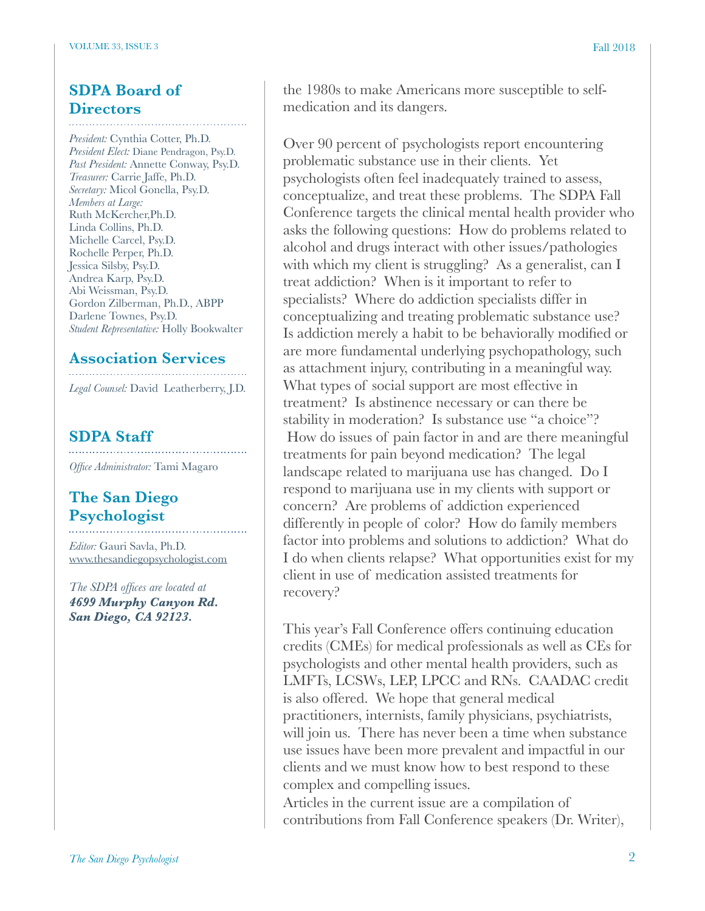## SDPA Board of Directors

*President:* Cynthia Cotter, Ph.D.
*President Elect:* Diane Pendragon, Psy.D.
*Past President:* Annette Conway, Psy.D.
*Treasurer:* Carrie Jaffe, Ph.D.
*Secretary:* Micol Gonella, Psy.D.
*Members at Large:*
Ruth McKercher,Ph.D.
Linda Collins, Ph.D.
Michelle Carcel, Psy.D.
Rochelle Perper, Ph.D.
Jessica Silsby, Psy.D.
Andrea Karp, Psy.D.
Abi Weissman, Psy.D.
Gordon Zilberman, Ph.D., ABPP
Darlene Townes, Psy.D.
*Student Representative:* Holly Bookwalter

## Association Services

*Legal Counsel:* David Leatherberry, J.D.

## SDPA Staff

*Office Administrator:* Tami Magaro

## The San Diego Psychologist

*Editor:* Gauri Savla, Ph.D.
www.thesandiegopsychologist.com

*The SDPA offices are located at*
***4699 Murphy Canyon Rd.***
***San Diego, CA 92123.***

the 1980s to make Americans more susceptible to self-medication and its dangers.

Over 90 percent of psychologists report encountering problematic substance use in their clients. Yet psychologists often feel inadequately trained to assess, conceptualize, and treat these problems. The SDPA Fall Conference targets the clinical mental health provider who asks the following questions: How do problems related to alcohol and drugs interact with other issues/pathologies with which my client is struggling? As a generalist, can I treat addiction? When is it important to refer to specialists? Where do addiction specialists differ in conceptualizing and treating problematic substance use? Is addiction merely a habit to be behaviorally modified or are more fundamental underlying psychopathology, such as attachment injury, contributing in a meaningful way. What types of social support are most effective in treatment? Is abstinence necessary or can there be stability in moderation? Is substance use "a choice"? How do issues of pain factor in and are there meaningful treatments for pain beyond medication? The legal landscape related to marijuana use has changed. Do I respond to marijuana use in my clients with support or concern? Are problems of addiction experienced differently in people of color? How do family members factor into problems and solutions to addiction? What do I do when clients relapse? What opportunities exist for my client in use of medication assisted treatments for recovery?

This year's Fall Conference offers continuing education credits (CMEs) for medical professionals as well as CEs for psychologists and other mental health providers, such as LMFTs, LCSWs, LEP, LPCC and RNs. CAADAC credit is also offered. We hope that general medical practitioners, internists, family physicians, psychiatrists, will join us. There has never been a time when substance use issues have been more prevalent and impactful in our clients and we must know how to best respond to these complex and compelling issues.

Articles in the current issue are a compilation of contributions from Fall Conference speakers (Dr. Writer),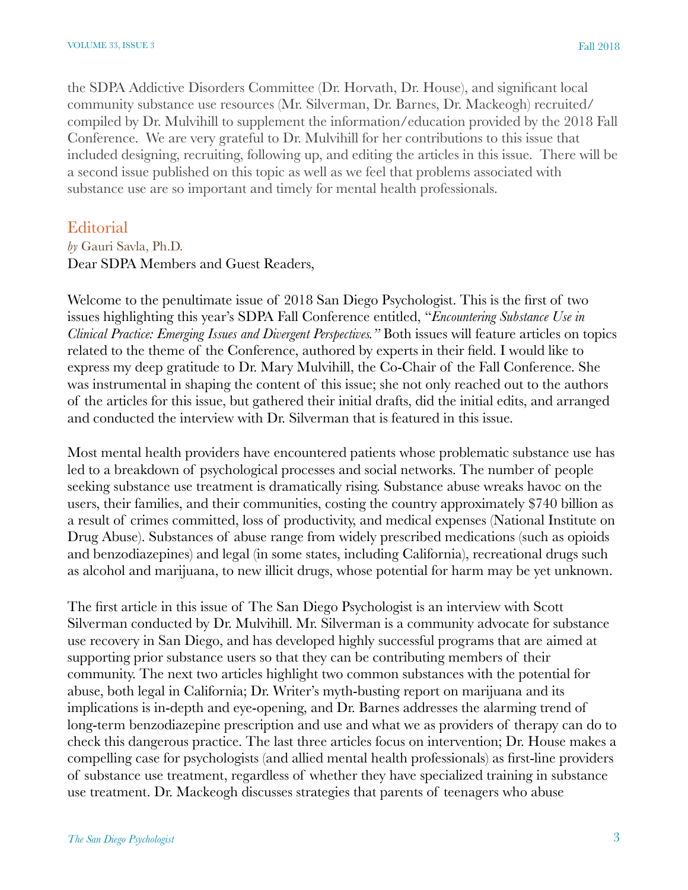the SDPA Addictive Disorders Committee (Dr. Horvath, Dr. House), and significant local community substance use resources (Mr. Silverman, Dr. Barnes, Dr. Mackeogh) recruited/compiled by Dr. Mulvihill to supplement the information/education provided by the 2018 Fall Conference. We are very grateful to Dr. Mulvihill for her contributions to this issue that included designing, recruiting, following up, and editing the articles in this issue. There will be a second issue published on this topic as well as we feel that problems associated with substance use are so important and timely for mental health professionals.

## Editorial

*by* Gauri Savla, Ph.D.

Dear SDPA Members and Guest Readers,

Welcome to the penultimate issue of 2018 San Diego Psychologist. This is the first of two issues highlighting this year's SDPA Fall Conference entitled, "*Encountering Substance Use in Clinical Practice: Emerging Issues and Divergent Perspectives."* Both issues will feature articles on topics related to the theme of the Conference, authored by experts in their field. I would like to express my deep gratitude to Dr. Mary Mulvihill, the Co-Chair of the Fall Conference. She was instrumental in shaping the content of this issue; she not only reached out to the authors of the articles for this issue, but gathered their initial drafts, did the initial edits, and arranged and conducted the interview with Dr. Silverman that is featured in this issue.

Most mental health providers have encountered patients whose problematic substance use has led to a breakdown of psychological processes and social networks. The number of people seeking substance use treatment is dramatically rising. Substance abuse wreaks havoc on the users, their families, and their communities, costing the country approximately $740 billion as a result of crimes committed, loss of productivity, and medical expenses (National Institute on Drug Abuse). Substances of abuse range from widely prescribed medications (such as opioids and benzodiazepines) and legal (in some states, including California), recreational drugs such as alcohol and marijuana, to new illicit drugs, whose potential for harm may be yet unknown.

The first article in this issue of The San Diego Psychologist is an interview with Scott Silverman conducted by Dr. Mulvihill. Mr. Silverman is a community advocate for substance use recovery in San Diego, and has developed highly successful programs that are aimed at supporting prior substance users so that they can be contributing members of their community. The next two articles highlight two common substances with the potential for abuse, both legal in California; Dr. Writer's myth-busting report on marijuana and its implications is in-depth and eye-opening, and Dr. Barnes addresses the alarming trend of long-term benzodiazepine prescription and use and what we as providers of therapy can do to check this dangerous practice. The last three articles focus on intervention; Dr. House makes a compelling case for psychologists (and allied mental health professionals) as first-line providers of substance use treatment, regardless of whether they have specialized training in substance use treatment. Dr. Mackeogh discusses strategies that parents of teenagers who abuse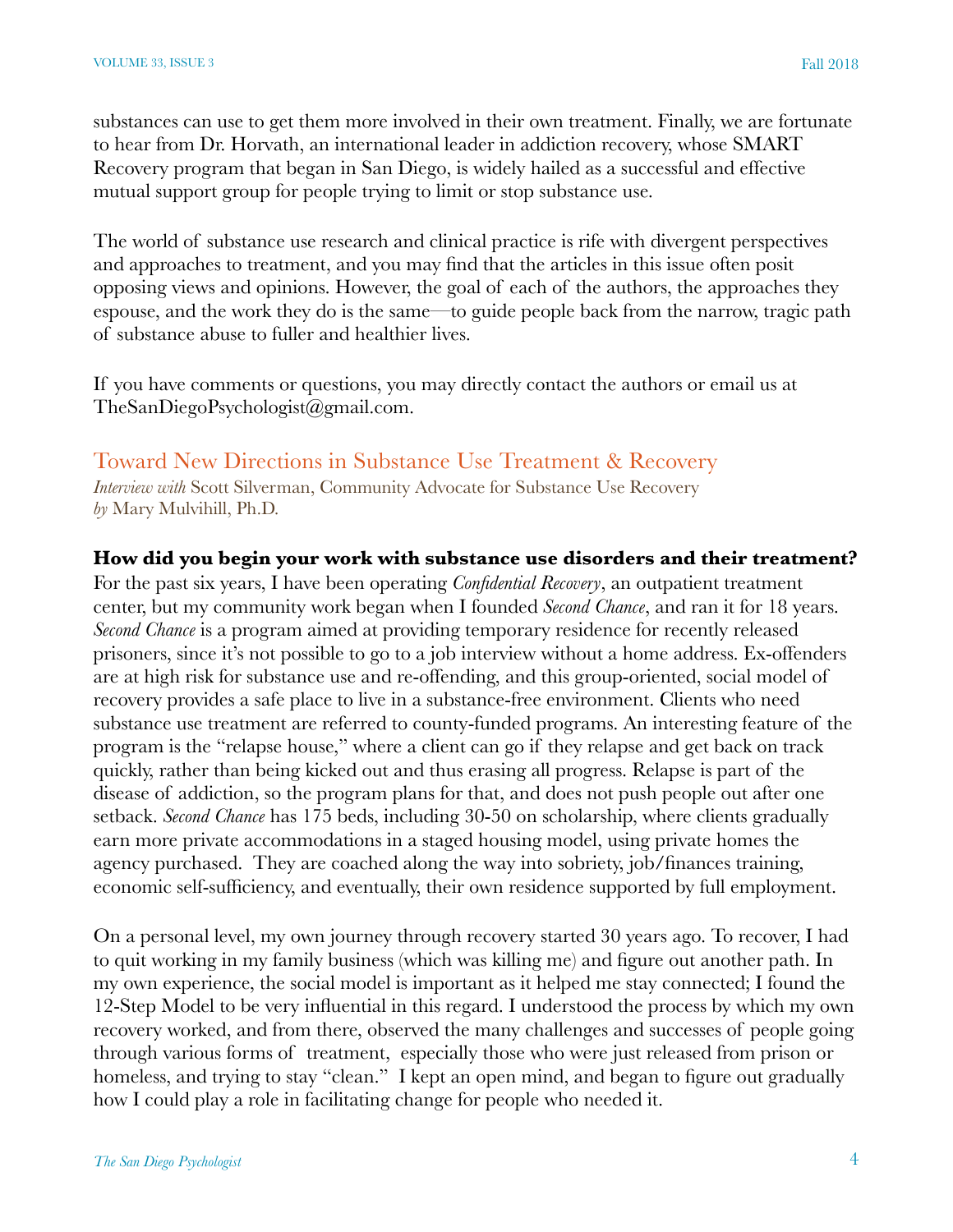substances can use to get them more involved in their own treatment. Finally, we are fortunate to hear from Dr. Horvath, an international leader in addiction recovery, whose SMART Recovery program that began in San Diego, is widely hailed as a successful and effective mutual support group for people trying to limit or stop substance use.

The world of substance use research and clinical practice is rife with divergent perspectives and approaches to treatment, and you may find that the articles in this issue often posit opposing views and opinions. However, the goal of each of the authors, the approaches they espouse, and the work they do is the same—to guide people back from the narrow, tragic path of substance abuse to fuller and healthier lives.

If you have comments or questions, you may directly contact the authors or email us at TheSanDiegoPsychologist@gmail.com.

## Toward New Directions in Substance Use Treatment & Recovery

*Interview with* Scott Silverman, Community Advocate for Substance Use Recovery
*by* Mary Mulvihill, Ph.D.

**How did you begin your work with substance use disorders and their treatment?**

For the past six years, I have been operating *Confidential Recovery*, an outpatient treatment center, but my community work began when I founded *Second Chance*, and ran it for 18 years. *Second Chance* is a program aimed at providing temporary residence for recently released prisoners, since it's not possible to go to a job interview without a home address. Ex-offenders are at high risk for substance use and re-offending, and this group-oriented, social model of recovery provides a safe place to live in a substance-free environment. Clients who need substance use treatment are referred to county-funded programs. An interesting feature of the program is the "relapse house," where a client can go if they relapse and get back on track quickly, rather than being kicked out and thus erasing all progress. Relapse is part of the disease of addiction, so the program plans for that, and does not push people out after one setback. *Second Chance* has 175 beds, including 30-50 on scholarship, where clients gradually earn more private accommodations in a staged housing model, using private homes the agency purchased. They are coached along the way into sobriety, job/finances training, economic self-sufficiency, and eventually, their own residence supported by full employment.

On a personal level, my own journey through recovery started 30 years ago. To recover, I had to quit working in my family business (which was killing me) and figure out another path. In my own experience, the social model is important as it helped me stay connected; I found the 12-Step Model to be very influential in this regard. I understood the process by which my own recovery worked, and from there, observed the many challenges and successes of people going through various forms of treatment, especially those who were just released from prison or homeless, and trying to stay "clean." I kept an open mind, and began to figure out gradually how I could play a role in facilitating change for people who needed it.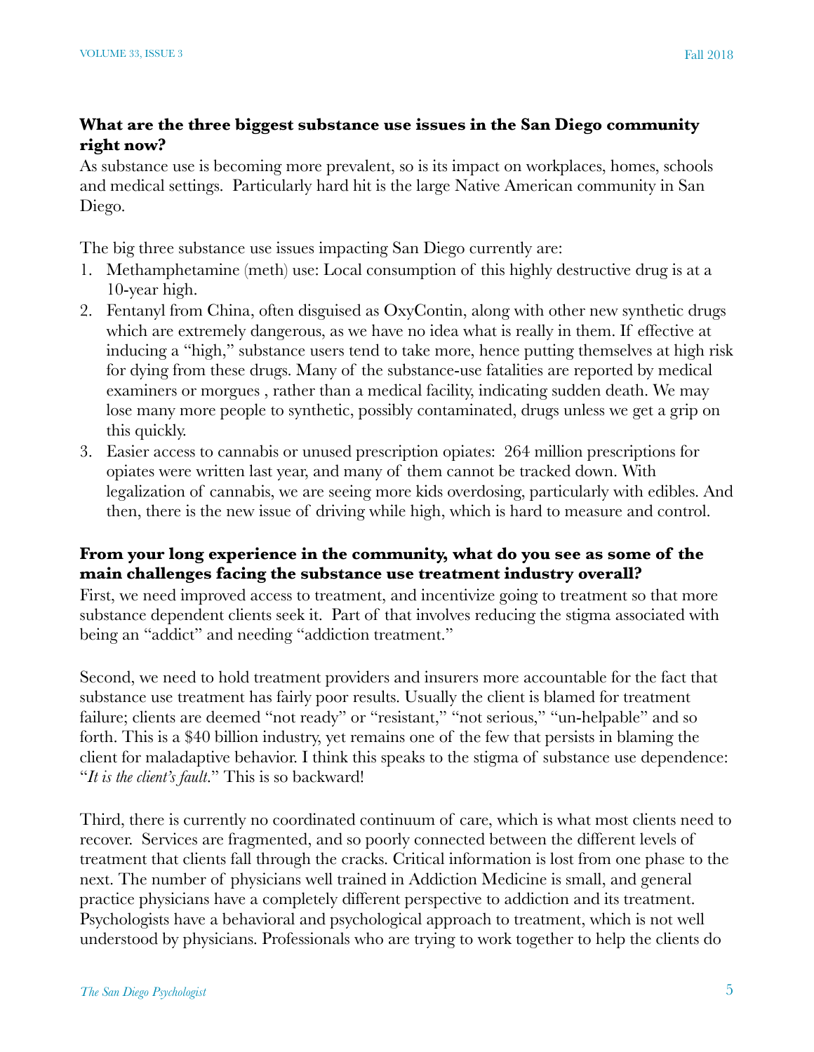**What are the three biggest substance use issues in the San Diego community right now?**

As substance use is becoming more prevalent, so is its impact on workplaces, homes, schools and medical settings. Particularly hard hit is the large Native American community in San Diego.

The big three substance use issues impacting San Diego currently are:

1. Methamphetamine (meth) use: Local consumption of this highly destructive drug is at a 10-year high.
2. Fentanyl from China, often disguised as OxyContin, along with other new synthetic drugs which are extremely dangerous, as we have no idea what is really in them. If effective at inducing a "high," substance users tend to take more, hence putting themselves at high risk for dying from these drugs. Many of the substance-use fatalities are reported by medical examiners or morgues , rather than a medical facility, indicating sudden death. We may lose many more people to synthetic, possibly contaminated, drugs unless we get a grip on this quickly.
3. Easier access to cannabis or unused prescription opiates: 264 million prescriptions for opiates were written last year, and many of them cannot be tracked down. With legalization of cannabis, we are seeing more kids overdosing, particularly with edibles. And then, there is the new issue of driving while high, which is hard to measure and control.

**From your long experience in the community, what do you see as some of the main challenges facing the substance use treatment industry overall?**

First, we need improved access to treatment, and incentivize going to treatment so that more substance dependent clients seek it. Part of that involves reducing the stigma associated with being an "addict" and needing "addiction treatment."

Second, we need to hold treatment providers and insurers more accountable for the fact that substance use treatment has fairly poor results. Usually the client is blamed for treatment failure; clients are deemed "not ready" or "resistant," "not serious," "un-helpable" and so forth. This is a $40 billion industry, yet remains one of the few that persists in blaming the client for maladaptive behavior. I think this speaks to the stigma of substance use dependence: "*It is the client's fault*." This is so backward!

Third, there is currently no coordinated continuum of care, which is what most clients need to recover. Services are fragmented, and so poorly connected between the different levels of treatment that clients fall through the cracks. Critical information is lost from one phase to the next. The number of physicians well trained in Addiction Medicine is small, and general practice physicians have a completely different perspective to addiction and its treatment. Psychologists have a behavioral and psychological approach to treatment, which is not well understood by physicians. Professionals who are trying to work together to help the clients do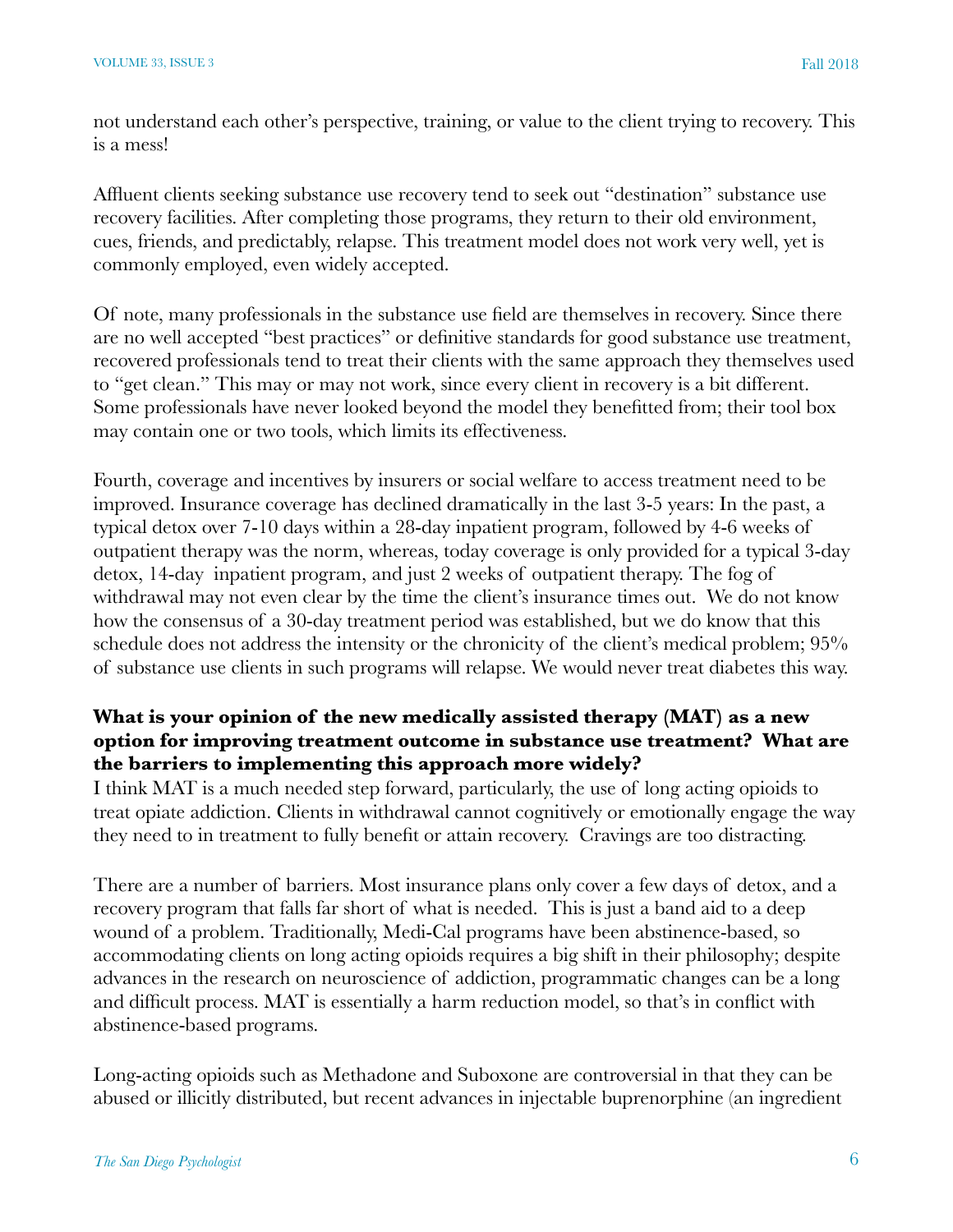not understand each other's perspective, training, or value to the client trying to recovery. This is a mess!

Affluent clients seeking substance use recovery tend to seek out "destination" substance use recovery facilities. After completing those programs, they return to their old environment, cues, friends, and predictably, relapse. This treatment model does not work very well, yet is commonly employed, even widely accepted.

Of note, many professionals in the substance use field are themselves in recovery. Since there are no well accepted "best practices" or definitive standards for good substance use treatment, recovered professionals tend to treat their clients with the same approach they themselves used to "get clean." This may or may not work, since every client in recovery is a bit different. Some professionals have never looked beyond the model they benefitted from; their tool box may contain one or two tools, which limits its effectiveness.

Fourth, coverage and incentives by insurers or social welfare to access treatment need to be improved. Insurance coverage has declined dramatically in the last 3-5 years: In the past, a typical detox over 7-10 days within a 28-day inpatient program, followed by 4-6 weeks of outpatient therapy was the norm, whereas, today coverage is only provided for a typical 3-day detox, 14-day inpatient program, and just 2 weeks of outpatient therapy. The fog of withdrawal may not even clear by the time the client's insurance times out. We do not know how the consensus of a 30-day treatment period was established, but we do know that this schedule does not address the intensity or the chronicity of the client's medical problem; 95% of substance use clients in such programs will relapse. We would never treat diabetes this way.

**What is your opinion of the new medically assisted therapy (MAT) as a new option for improving treatment outcome in substance use treatment? What are the barriers to implementing this approach more widely?**

I think MAT is a much needed step forward, particularly, the use of long acting opioids to treat opiate addiction. Clients in withdrawal cannot cognitively or emotionally engage the way they need to in treatment to fully benefit or attain recovery. Cravings are too distracting.

There are a number of barriers. Most insurance plans only cover a few days of detox, and a recovery program that falls far short of what is needed. This is just a band aid to a deep wound of a problem. Traditionally, Medi-Cal programs have been abstinence-based, so accommodating clients on long acting opioids requires a big shift in their philosophy; despite advances in the research on neuroscience of addiction, programmatic changes can be a long and difficult process. MAT is essentially a harm reduction model, so that's in conflict with abstinence-based programs.

Long-acting opioids such as Methadone and Suboxone are controversial in that they can be abused or illicitly distributed, but recent advances in injectable buprenorphine (an ingredient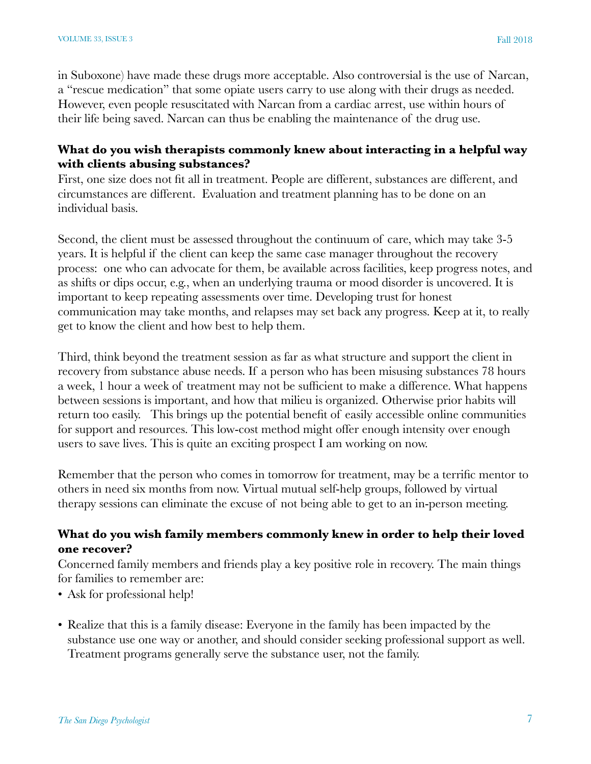in Suboxone) have made these drugs more acceptable. Also controversial is the use of Narcan, a "rescue medication" that some opiate users carry to use along with their drugs as needed. However, even people resuscitated with Narcan from a cardiac arrest, use within hours of their life being saved. Narcan can thus be enabling the maintenance of the drug use.

**What do you wish therapists commonly knew about interacting in a helpful way with clients abusing substances?**

First, one size does not fit all in treatment. People are different, substances are different, and circumstances are different. Evaluation and treatment planning has to be done on an individual basis.

Second, the client must be assessed throughout the continuum of care, which may take 3-5 years. It is helpful if the client can keep the same case manager throughout the recovery process: one who can advocate for them, be available across facilities, keep progress notes, and as shifts or dips occur, e.g., when an underlying trauma or mood disorder is uncovered. It is important to keep repeating assessments over time. Developing trust for honest communication may take months, and relapses may set back any progress. Keep at it, to really get to know the client and how best to help them.

Third, think beyond the treatment session as far as what structure and support the client in recovery from substance abuse needs. If a person who has been misusing substances 78 hours a week, 1 hour a week of treatment may not be sufficient to make a difference. What happens between sessions is important, and how that milieu is organized. Otherwise prior habits will return too easily. This brings up the potential benefit of easily accessible online communities for support and resources. This low-cost method might offer enough intensity over enough users to save lives. This is quite an exciting prospect I am working on now.

Remember that the person who comes in tomorrow for treatment, may be a terrific mentor to others in need six months from now. Virtual mutual self-help groups, followed by virtual therapy sessions can eliminate the excuse of not being able to get to an in-person meeting.

**What do you wish family members commonly knew in order to help their loved one recover?**

Concerned family members and friends play a key positive role in recovery. The main things for families to remember are:

- Ask for professional help!
- Realize that this is a family disease: Everyone in the family has been impacted by the substance use one way or another, and should consider seeking professional support as well. Treatment programs generally serve the substance user, not the family.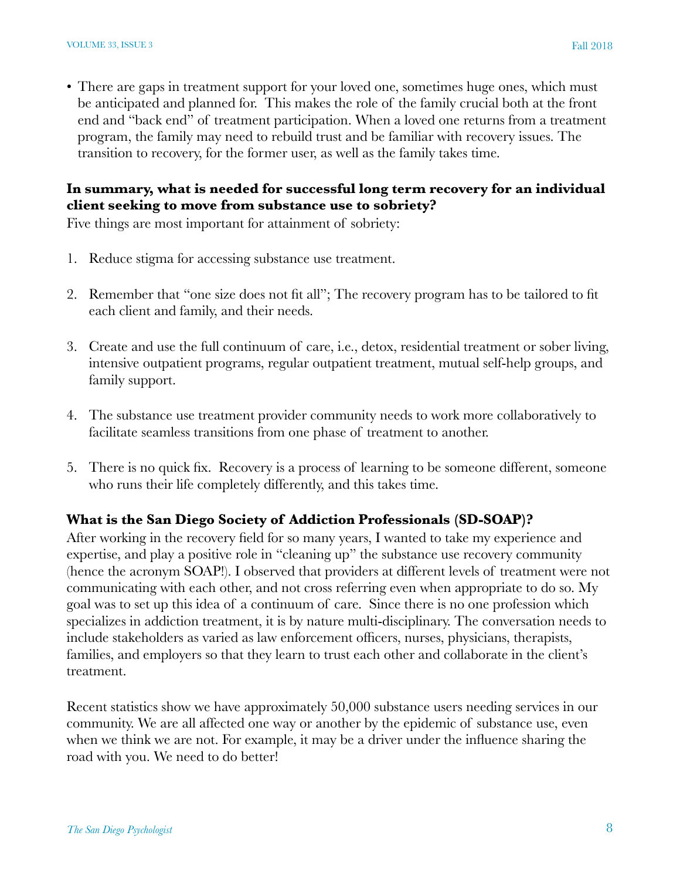- There are gaps in treatment support for your loved one, sometimes huge ones, which must be anticipated and planned for. This makes the role of the family crucial both at the front end and "back end" of treatment participation. When a loved one returns from a treatment program, the family may need to rebuild trust and be familiar with recovery issues. The transition to recovery, for the former user, as well as the family takes time.

**In summary, what is needed for successful long term recovery for an individual client seeking to move from substance use to sobriety?**

Five things are most important for attainment of sobriety:

1. Reduce stigma for accessing substance use treatment.

2. Remember that "one size does not fit all"; The recovery program has to be tailored to fit each client and family, and their needs.

3. Create and use the full continuum of care, i.e., detox, residential treatment or sober living, intensive outpatient programs, regular outpatient treatment, mutual self-help groups, and family support.

4. The substance use treatment provider community needs to work more collaboratively to facilitate seamless transitions from one phase of treatment to another.

5. There is no quick fix. Recovery is a process of learning to be someone different, someone who runs their life completely differently, and this takes time.

**What is the San Diego Society of Addiction Professionals (SD-SOAP)?**

After working in the recovery field for so many years, I wanted to take my experience and expertise, and play a positive role in "cleaning up" the substance use recovery community (hence the acronym SOAP!). I observed that providers at different levels of treatment were not communicating with each other, and not cross referring even when appropriate to do so. My goal was to set up this idea of a continuum of care. Since there is no one profession which specializes in addiction treatment, it is by nature multi-disciplinary. The conversation needs to include stakeholders as varied as law enforcement officers, nurses, physicians, therapists, families, and employers so that they learn to trust each other and collaborate in the client's treatment.

Recent statistics show we have approximately 50,000 substance users needing services in our community. We are all affected one way or another by the epidemic of substance use, even when we think we are not. For example, it may be a driver under the influence sharing the road with you. We need to do better!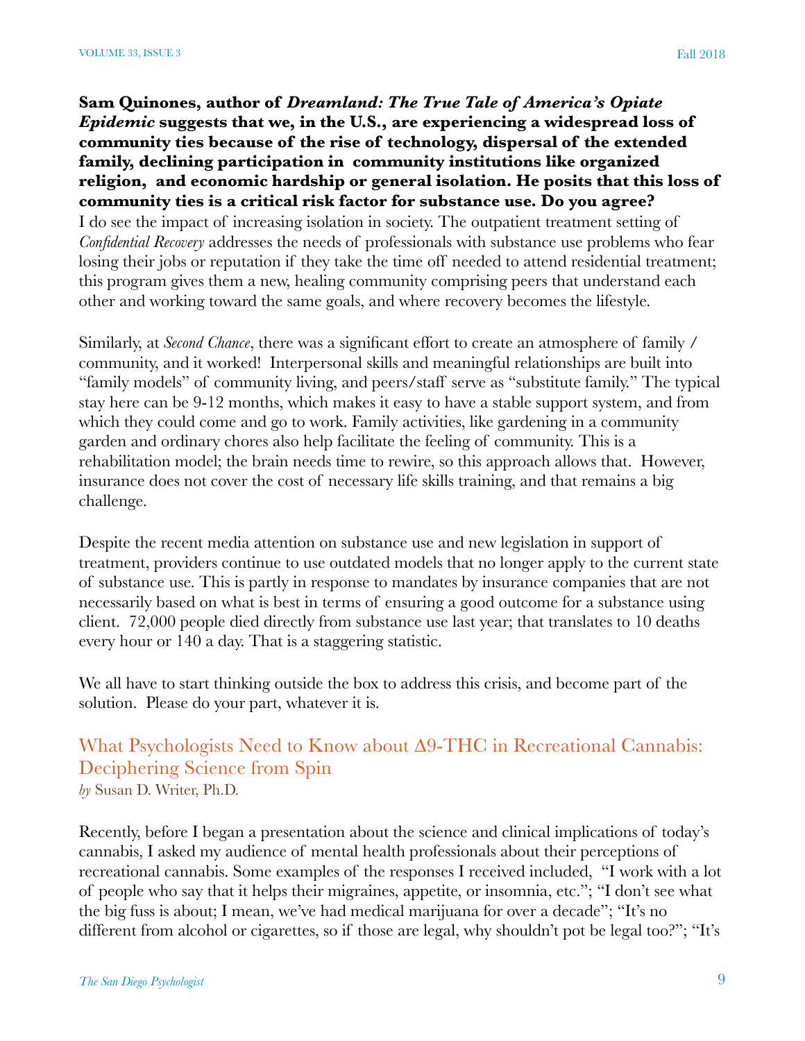**Sam Quinones, author of *Dreamland: The True Tale of America's Opiate Epidemic* suggests that we, in the U.S., are experiencing a widespread loss of community ties because of the rise of technology, dispersal of the extended family, declining participation in community institutions like organized religion, and economic hardship or general isolation. He posits that this loss of community ties is a critical risk factor for substance use. Do you agree?**

I do see the impact of increasing isolation in society. The outpatient treatment setting of *Confidential Recovery* addresses the needs of professionals with substance use problems who fear losing their jobs or reputation if they take the time off needed to attend residential treatment; this program gives them a new, healing community comprising peers that understand each other and working toward the same goals, and where recovery becomes the lifestyle.

Similarly, at *Second Chance*, there was a significant effort to create an atmosphere of family / community, and it worked! Interpersonal skills and meaningful relationships are built into "family models" of community living, and peers/staff serve as "substitute family." The typical stay here can be 9-12 months, which makes it easy to have a stable support system, and from which they could come and go to work. Family activities, like gardening in a community garden and ordinary chores also help facilitate the feeling of community. This is a rehabilitation model; the brain needs time to rewire, so this approach allows that. However, insurance does not cover the cost of necessary life skills training, and that remains a big challenge.

Despite the recent media attention on substance use and new legislation in support of treatment, providers continue to use outdated models that no longer apply to the current state of substance use. This is partly in response to mandates by insurance companies that are not necessarily based on what is best in terms of ensuring a good outcome for a substance using client. 72,000 people died directly from substance use last year; that translates to 10 deaths every hour or 140 a day. That is a staggering statistic.

We all have to start thinking outside the box to address this crisis, and become part of the solution. Please do your part, whatever it is.

## What Psychologists Need to Know about Δ9-THC in Recreational Cannabis: Deciphering Science from Spin

*by* Susan D. Writer, Ph.D.

Recently, before I began a presentation about the science and clinical implications of today's cannabis, I asked my audience of mental health professionals about their perceptions of recreational cannabis. Some examples of the responses I received included, "I work with a lot of people who say that it helps their migraines, appetite, or insomnia, etc."; "I don't see what the big fuss is about; I mean, we've had medical marijuana for over a decade"; "It's no different from alcohol or cigarettes, so if those are legal, why shouldn't pot be legal too?"; "It's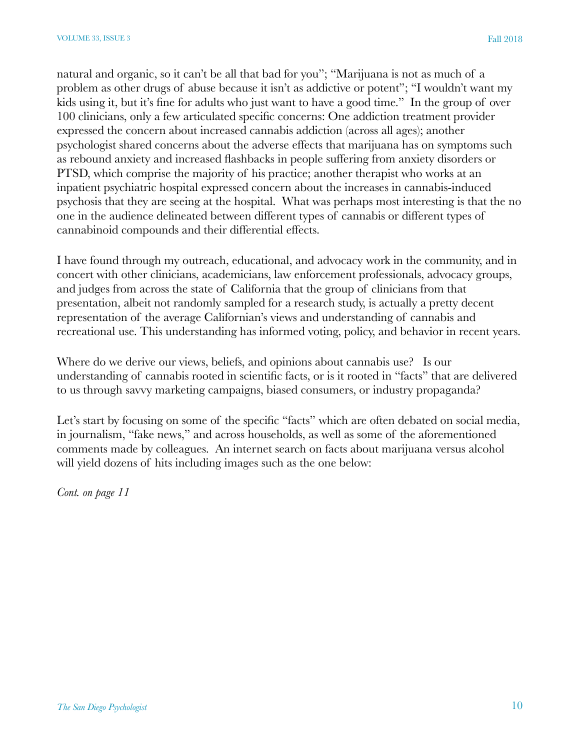natural and organic, so it can't be all that bad for you"; "Marijuana is not as much of a problem as other drugs of abuse because it isn't as addictive or potent"; "I wouldn't want my kids using it, but it's fine for adults who just want to have a good time." In the group of over 100 clinicians, only a few articulated specific concerns: One addiction treatment provider expressed the concern about increased cannabis addiction (across all ages); another psychologist shared concerns about the adverse effects that marijuana has on symptoms such as rebound anxiety and increased flashbacks in people suffering from anxiety disorders or PTSD, which comprise the majority of his practice; another therapist who works at an inpatient psychiatric hospital expressed concern about the increases in cannabis-induced psychosis that they are seeing at the hospital. What was perhaps most interesting is that the no one in the audience delineated between different types of cannabis or different types of cannabinoid compounds and their differential effects.

I have found through my outreach, educational, and advocacy work in the community, and in concert with other clinicians, academicians, law enforcement professionals, advocacy groups, and judges from across the state of California that the group of clinicians from that presentation, albeit not randomly sampled for a research study, is actually a pretty decent representation of the average Californian's views and understanding of cannabis and recreational use. This understanding has informed voting, policy, and behavior in recent years.

Where do we derive our views, beliefs, and opinions about cannabis use? Is our understanding of cannabis rooted in scientific facts, or is it rooted in "facts" that are delivered to us through savvy marketing campaigns, biased consumers, or industry propaganda?

Let's start by focusing on some of the specific "facts" which are often debated on social media, in journalism, "fake news," and across households, as well as some of the aforementioned comments made by colleagues. An internet search on facts about marijuana versus alcohol will yield dozens of hits including images such as the one below:

*Cont. on page 11*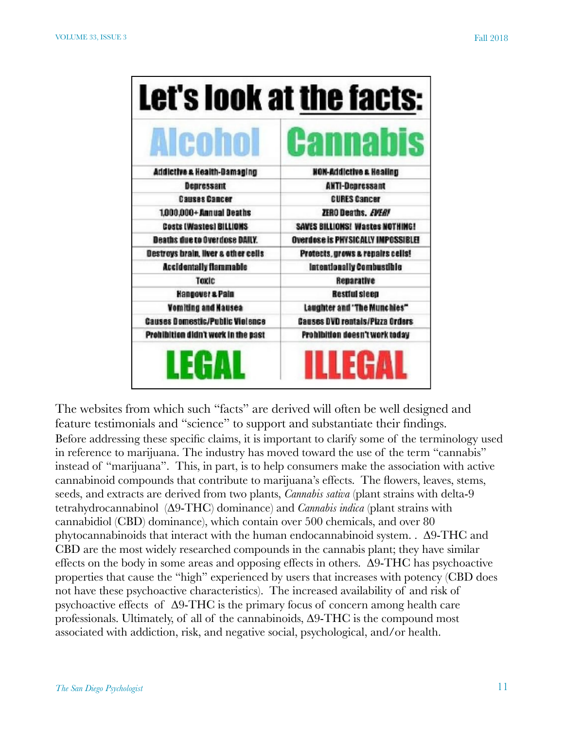| Let's look at the facts: | |
|---|---|
| **Alcohol** | **Cannabis** |
| Addictive & Health-Damaging | NON-Addictive & Healing |
| Depressant | ANTI-Depressant |
| Causes Cancer | CURES Cancer |
| 1,000,000+ Annual Deaths | ZERO Deaths. *EVER!* |
| Costs (Wastes) BILLIONS | SAVES BILLIONS! Wastes NOTHING! |
| Deaths due to Overdose DAILY. | Overdose is PHYSICALLY IMPOSSIBLE! |
| Destroys brain, liver & other cells | Protects, grows & repairs cells! |
| Accidentally flammable | Intentionally Combustible |
| Toxic | Reparative |
| Hangover & Pain | Restful sleep |
| Vomiting and Nausea | Laughter and "The Munchies" |
| Causes Domestic/Public Violence | Causes DVD rentals/Pizza Orders |
| Prohibition didn't work in the past | Prohibition doesn't work today |
| **LEGAL** | **ILLEGAL** |

The websites from which such "facts" are derived will often be well designed and feature testimonials and "science" to support and substantiate their findings. Before addressing these specific claims, it is important to clarify some of the terminology used in reference to marijuana. The industry has moved toward the use of the term "cannabis" instead of "marijuana". This, in part, is to help consumers make the association with active cannabinoid compounds that contribute to marijuana's effects. The flowers, leaves, stems, seeds, and extracts are derived from two plants, *Cannabis sativa* (plant strains with delta-9 tetrahydrocannabinol (Δ9-THC) dominance) and *Cannabis indica* (plant strains with cannabidiol (CBD) dominance), which contain over 500 chemicals, and over 80 phytocannabinoids that interact with the human endocannabinoid system. . Δ9-THC and CBD are the most widely researched compounds in the cannabis plant; they have similar effects on the body in some areas and opposing effects in others. Δ9-THC has psychoactive properties that cause the "high" experienced by users that increases with potency (CBD does not have these psychoactive characteristics). The increased availability of and risk of psychoactive effects of Δ9-THC is the primary focus of concern among health care professionals. Ultimately, of all of the cannabinoids, Δ9-THC is the compound most associated with addiction, risk, and negative social, psychological, and/or health.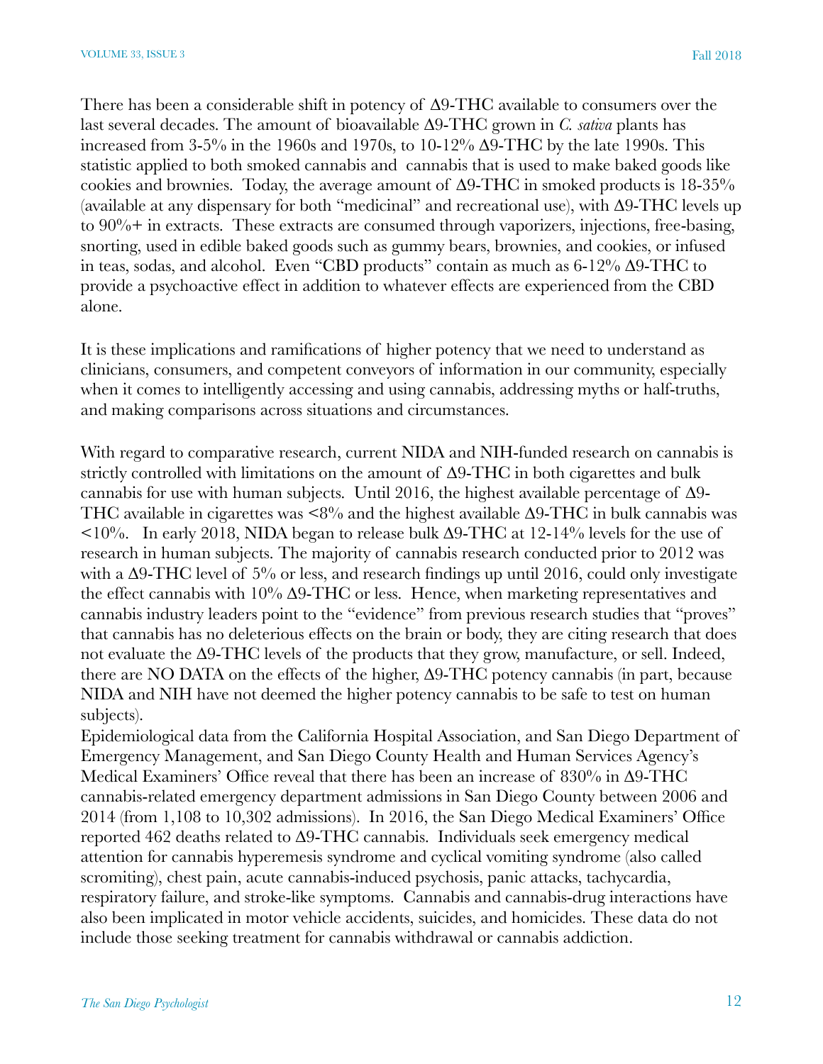There has been a considerable shift in potency of Δ9-THC available to consumers over the last several decades. The amount of bioavailable Δ9-THC grown in *C. sativa* plants has increased from 3-5% in the 1960s and 1970s, to 10-12% Δ9-THC by the late 1990s. This statistic applied to both smoked cannabis and cannabis that is used to make baked goods like cookies and brownies. Today, the average amount of Δ9-THC in smoked products is 18-35% (available at any dispensary for both "medicinal" and recreational use), with Δ9-THC levels up to 90%+ in extracts. These extracts are consumed through vaporizers, injections, free-basing, snorting, used in edible baked goods such as gummy bears, brownies, and cookies, or infused in teas, sodas, and alcohol. Even "CBD products" contain as much as 6-12% Δ9-THC to provide a psychoactive effect in addition to whatever effects are experienced from the CBD alone.

It is these implications and ramifications of higher potency that we need to understand as clinicians, consumers, and competent conveyors of information in our community, especially when it comes to intelligently accessing and using cannabis, addressing myths or half-truths, and making comparisons across situations and circumstances.

With regard to comparative research, current NIDA and NIH-funded research on cannabis is strictly controlled with limitations on the amount of Δ9-THC in both cigarettes and bulk cannabis for use with human subjects. Until 2016, the highest available percentage of Δ9-THC available in cigarettes was <8% and the highest available Δ9-THC in bulk cannabis was <10%. In early 2018, NIDA began to release bulk Δ9-THC at 12-14% levels for the use of research in human subjects. The majority of cannabis research conducted prior to 2012 was with a Δ9-THC level of 5% or less, and research findings up until 2016, could only investigate the effect cannabis with 10% Δ9-THC or less. Hence, when marketing representatives and cannabis industry leaders point to the "evidence" from previous research studies that "proves" that cannabis has no deleterious effects on the brain or body, they are citing research that does not evaluate the Δ9-THC levels of the products that they grow, manufacture, or sell. Indeed, there are NO DATA on the effects of the higher, Δ9-THC potency cannabis (in part, because NIDA and NIH have not deemed the higher potency cannabis to be safe to test on human subjects).

Epidemiological data from the California Hospital Association, and San Diego Department of Emergency Management, and San Diego County Health and Human Services Agency's Medical Examiners' Office reveal that there has been an increase of 830% in Δ9-THC cannabis-related emergency department admissions in San Diego County between 2006 and 2014 (from 1,108 to 10,302 admissions). In 2016, the San Diego Medical Examiners' Office reported 462 deaths related to Δ9-THC cannabis. Individuals seek emergency medical attention for cannabis hyperemesis syndrome and cyclical vomiting syndrome (also called scromiting), chest pain, acute cannabis-induced psychosis, panic attacks, tachycardia, respiratory failure, and stroke-like symptoms. Cannabis and cannabis-drug interactions have also been implicated in motor vehicle accidents, suicides, and homicides. These data do not include those seeking treatment for cannabis withdrawal or cannabis addiction.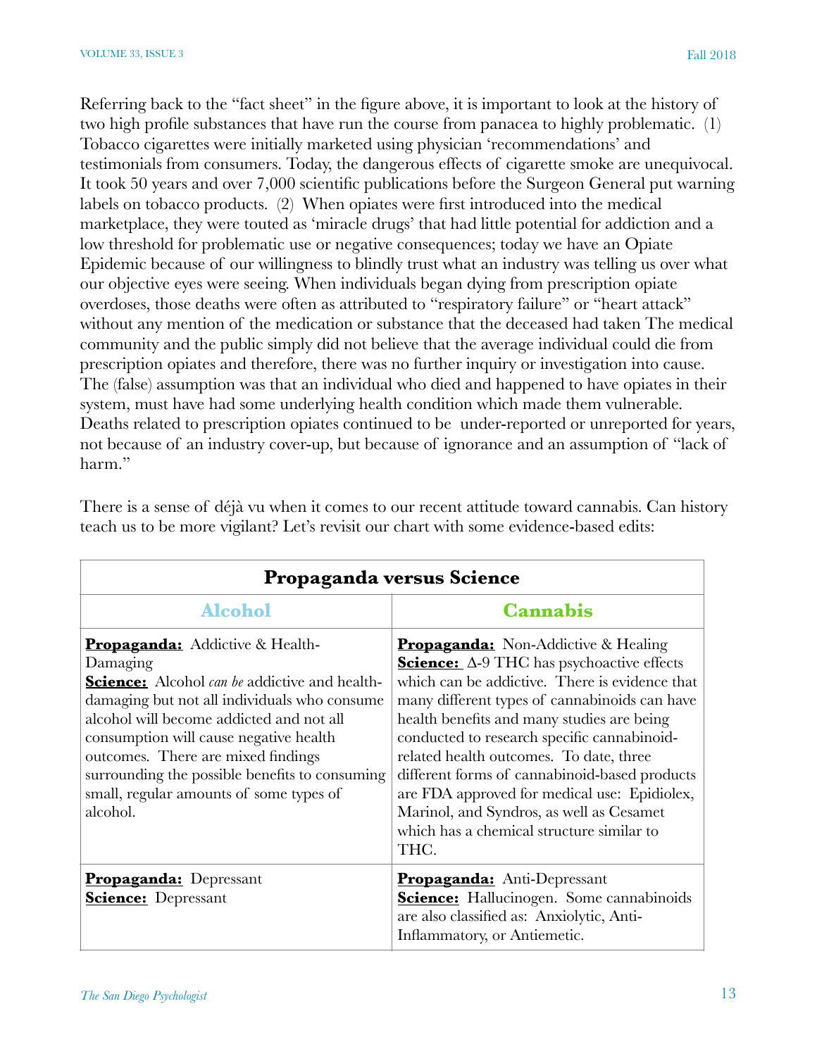Referring back to the "fact sheet" in the figure above, it is important to look at the history of two high profile substances that have run the course from panacea to highly problematic. (1) Tobacco cigarettes were initially marketed using physician 'recommendations' and testimonials from consumers. Today, the dangerous effects of cigarette smoke are unequivocal. It took 50 years and over 7,000 scientific publications before the Surgeon General put warning labels on tobacco products. (2) When opiates were first introduced into the medical marketplace, they were touted as 'miracle drugs' that had little potential for addiction and a low threshold for problematic use or negative consequences; today we have an Opiate Epidemic because of our willingness to blindly trust what an industry was telling us over what our objective eyes were seeing. When individuals began dying from prescription opiate overdoses, those deaths were often as attributed to "respiratory failure" or "heart attack" without any mention of the medication or substance that the deceased had taken The medical community and the public simply did not believe that the average individual could die from prescription opiates and therefore, there was no further inquiry or investigation into cause. The (false) assumption was that an individual who died and happened to have opiates in their system, must have had some underlying health condition which made them vulnerable. Deaths related to prescription opiates continued to be under-reported or unreported for years, not because of an industry cover-up, but because of ignorance and an assumption of "lack of harm."

There is a sense of déjà vu when it comes to our recent attitude toward cannabis. Can history teach us to be more vigilant? Let's revisit our chart with some evidence-based edits:

| **Propaganda versus Science** | |
|---|---|
| **Alcohol** | **Cannabis** |
| **Propaganda:** Addictive & Health-Damaging<br>**Science:** Alcohol *can be* addictive and health-damaging but not all individuals who consume alcohol will become addicted and not all consumption will cause negative health outcomes. There are mixed findings surrounding the possible benefits to consuming small, regular amounts of some types of alcohol. | **Propaganda:** Non-Addictive & Healing<br>**Science:** Δ-9 THC has psychoactive effects which can be addictive. There is evidence that many different types of cannabinoids can have health benefits and many studies are being conducted to research specific cannabinoid-related health outcomes. To date, three different forms of cannabinoid-based products are FDA approved for medical use: Epidiolex, Marinol, and Syndros, as well as Cesamet which has a chemical structure similar to THC. |
| **Propaganda:** Depressant<br>**Science:** Depressant | **Propaganda:** Anti-Depressant<br>**Science:** Hallucinogen. Some cannabinoids are also classified as: Anxiolytic, Anti-Inflammatory, or Antiemetic. |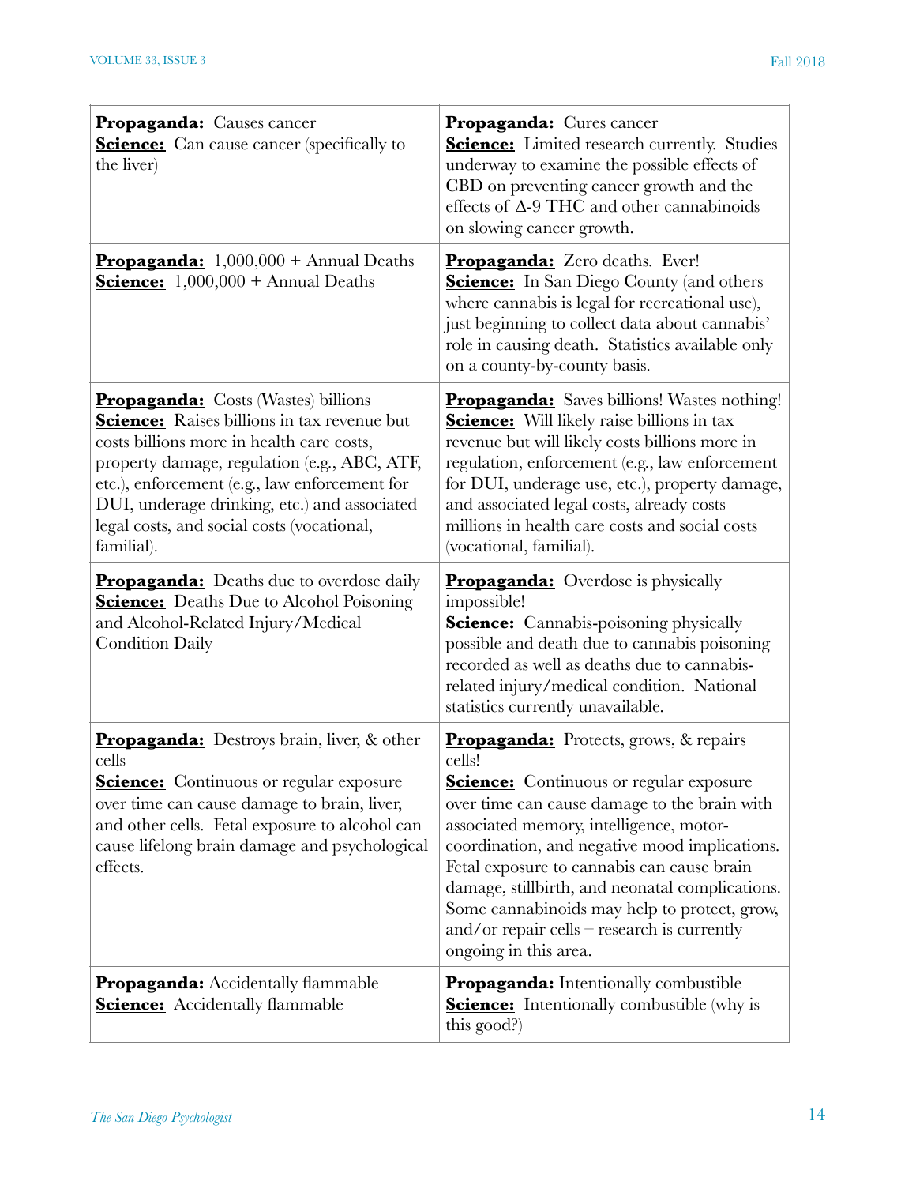| | |
|---|---|
| **Propaganda:** Causes cancer<br>**Science:** Can cause cancer (specifically to the liver) | **Propaganda:** Cures cancer<br>**Science:** Limited research currently. Studies underway to examine the possible effects of CBD on preventing cancer growth and the effects of Δ-9 THC and other cannabinoids on slowing cancer growth. |
| **Propaganda:** 1,000,000 + Annual Deaths<br>**Science:** 1,000,000 + Annual Deaths | **Propaganda:** Zero deaths. Ever!<br>**Science:** In San Diego County (and others where cannabis is legal for recreational use), just beginning to collect data about cannabis' role in causing death. Statistics available only on a county-by-county basis. |
| **Propaganda:** Costs (Wastes) billions<br>**Science:** Raises billions in tax revenue but costs billions more in health care costs, property damage, regulation (e.g., ABC, ATF, etc.), enforcement (e.g., law enforcement for DUI, underage drinking, etc.) and associated legal costs, and social costs (vocational, familial). | **Propaganda:** Saves billions! Wastes nothing!<br>**Science:** Will likely raise billions in tax revenue but will likely costs billions more in regulation, enforcement (e.g., law enforcement for DUI, underage use, etc.), property damage, and associated legal costs, already costs millions in health care costs and social costs (vocational, familial). |
| **Propaganda:** Deaths due to overdose daily<br>**Science:** Deaths Due to Alcohol Poisoning and Alcohol-Related Injury/Medical Condition Daily | **Propaganda:** Overdose is physically impossible!<br>**Science:** Cannabis-poisoning physically possible and death due to cannabis poisoning recorded as well as deaths due to cannabis-related injury/medical condition. National statistics currently unavailable. |
| **Propaganda:** Destroys brain, liver, & other cells<br>**Science:** Continuous or regular exposure over time can cause damage to brain, liver, and other cells. Fetal exposure to alcohol can cause lifelong brain damage and psychological effects. | **Propaganda:** Protects, grows, & repairs cells!<br>**Science:** Continuous or regular exposure over time can cause damage to the brain with associated memory, intelligence, motor-coordination, and negative mood implications. Fetal exposure to cannabis can cause brain damage, stillbirth, and neonatal complications. Some cannabinoids may help to protect, grow, and/or repair cells – research is currently ongoing in this area. |
| **Propaganda:** Accidentally flammable<br>**Science:** Accidentally flammable | **Propaganda:** Intentionally combustible<br>**Science:** Intentionally combustible (why is this good?) |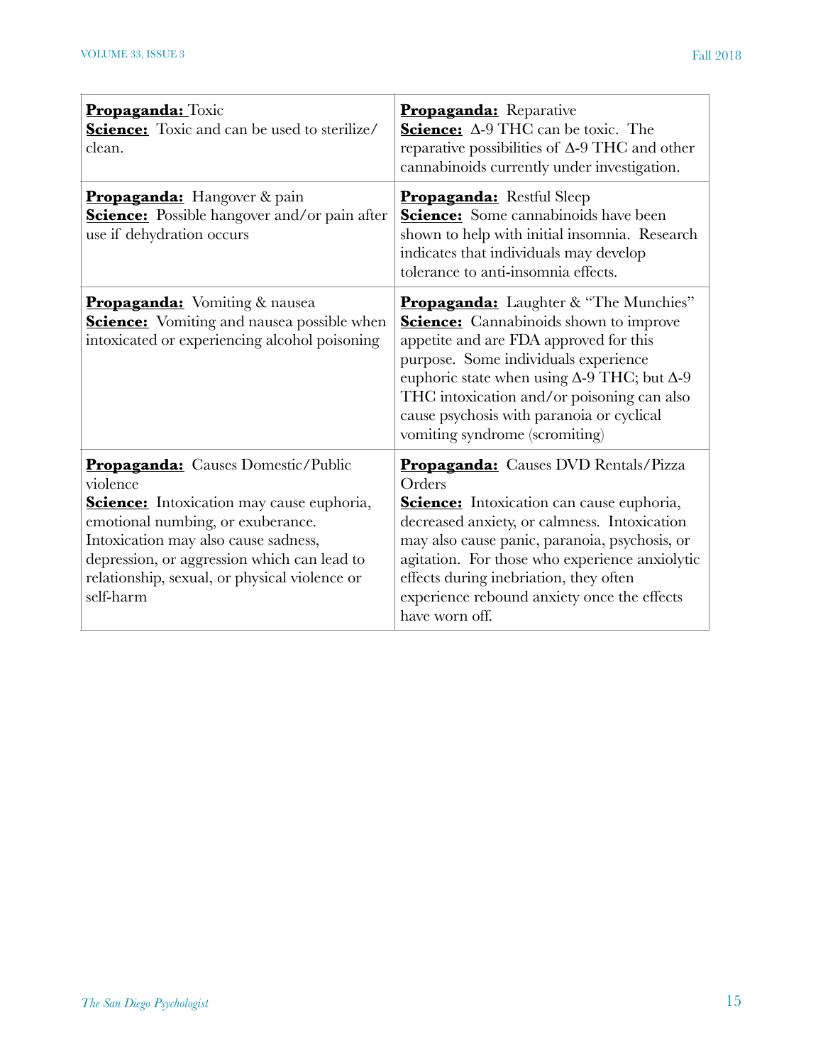| | |
|---|---|
| **Propaganda:** Toxic<br>**Science:** Toxic and can be used to sterilize/clean. | **Propaganda:** Reparative<br>**Science:** Δ-9 THC can be toxic. The reparative possibilities of Δ-9 THC and other cannabinoids currently under investigation. |
| **Propaganda:** Hangover & pain<br>**Science:** Possible hangover and/or pain after use if dehydration occurs | **Propaganda:** Restful Sleep<br>**Science:** Some cannabinoids have been shown to help with initial insomnia. Research indicates that individuals may develop tolerance to anti-insomnia effects. |
| **Propaganda:** Vomiting & nausea<br>**Science:** Vomiting and nausea possible when intoxicated or experiencing alcohol poisoning | **Propaganda:** Laughter & "The Munchies"<br>**Science:** Cannabinoids shown to improve appetite and are FDA approved for this purpose. Some individuals experience euphoric state when using Δ-9 THC; but Δ-9 THC intoxication and/or poisoning can also cause psychosis with paranoia or cyclical vomiting syndrome (scromiting) |
| **Propaganda:** Causes Domestic/Public violence<br>**Science:** Intoxication may cause euphoria, emotional numbing, or exuberance. Intoxication may also cause sadness, depression, or aggression which can lead to relationship, sexual, or physical violence or self-harm | **Propaganda:** Causes DVD Rentals/Pizza Orders<br>**Science:** Intoxication can cause euphoria, decreased anxiety, or calmness. Intoxication may also cause panic, paranoia, psychosis, or agitation. For those who experience anxiolytic effects during inebriation, they often experience rebound anxiety once the effects have worn off. |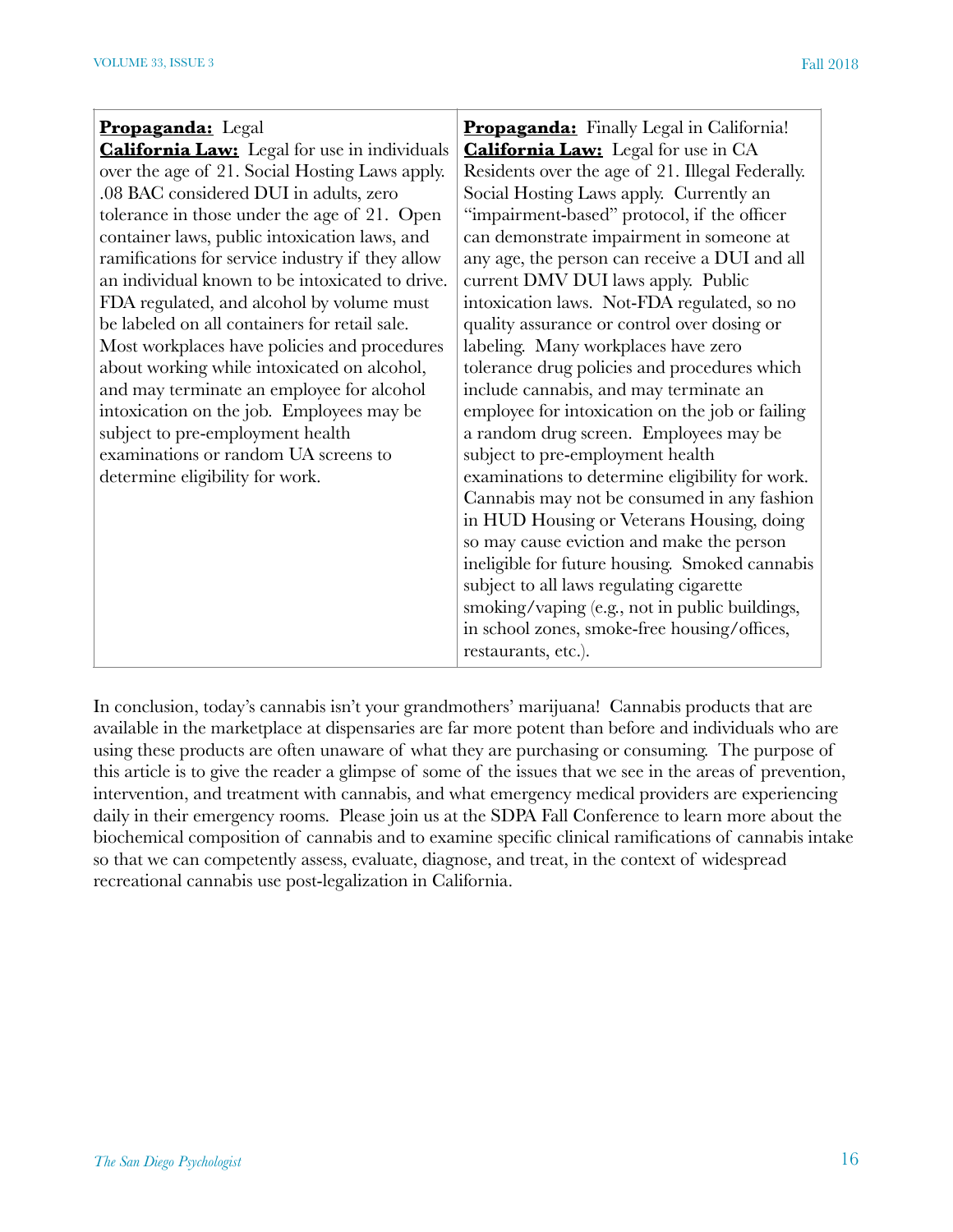| **Propaganda:** Legal<br>**California Law:** Legal for use in individuals over the age of 21. Social Hosting Laws apply. .08 BAC considered DUI in adults, zero tolerance in those under the age of 21. Open container laws, public intoxication laws, and ramifications for service industry if they allow an individual known to be intoxicated to drive. FDA regulated, and alcohol by volume must be labeled on all containers for retail sale. Most workplaces have policies and procedures about working while intoxicated on alcohol, and may terminate an employee for alcohol intoxication on the job. Employees may be subject to pre-employment health examinations or random UA screens to determine eligibility for work. | **Propaganda:** Finally Legal in California!<br>**California Law:** Legal for use in CA Residents over the age of 21. Illegal Federally. Social Hosting Laws apply. Currently an "impairment-based" protocol, if the officer can demonstrate impairment in someone at any age, the person can receive a DUI and all current DMV DUI laws apply. Public intoxication laws. Not-FDA regulated, so no quality assurance or control over dosing or labeling. Many workplaces have zero tolerance drug policies and procedures which include cannabis, and may terminate an employee for intoxication on the job or failing a random drug screen. Employees may be subject to pre-employment health examinations to determine eligibility for work. Cannabis may not be consumed in any fashion in HUD Housing or Veterans Housing, doing so may cause eviction and make the person ineligible for future housing. Smoked cannabis subject to all laws regulating cigarette smoking/vaping (e.g., not in public buildings, in school zones, smoke-free housing/offices, restaurants, etc.). |
|---|---|

In conclusion, today's cannabis isn't your grandmothers' marijuana! Cannabis products that are available in the marketplace at dispensaries are far more potent than before and individuals who are using these products are often unaware of what they are purchasing or consuming. The purpose of this article is to give the reader a glimpse of some of the issues that we see in the areas of prevention, intervention, and treatment with cannabis, and what emergency medical providers are experiencing daily in their emergency rooms. Please join us at the SDPA Fall Conference to learn more about the biochemical composition of cannabis and to examine specific clinical ramifications of cannabis intake so that we can competently assess, evaluate, diagnose, and treat, in the context of widespread recreational cannabis use post-legalization in California.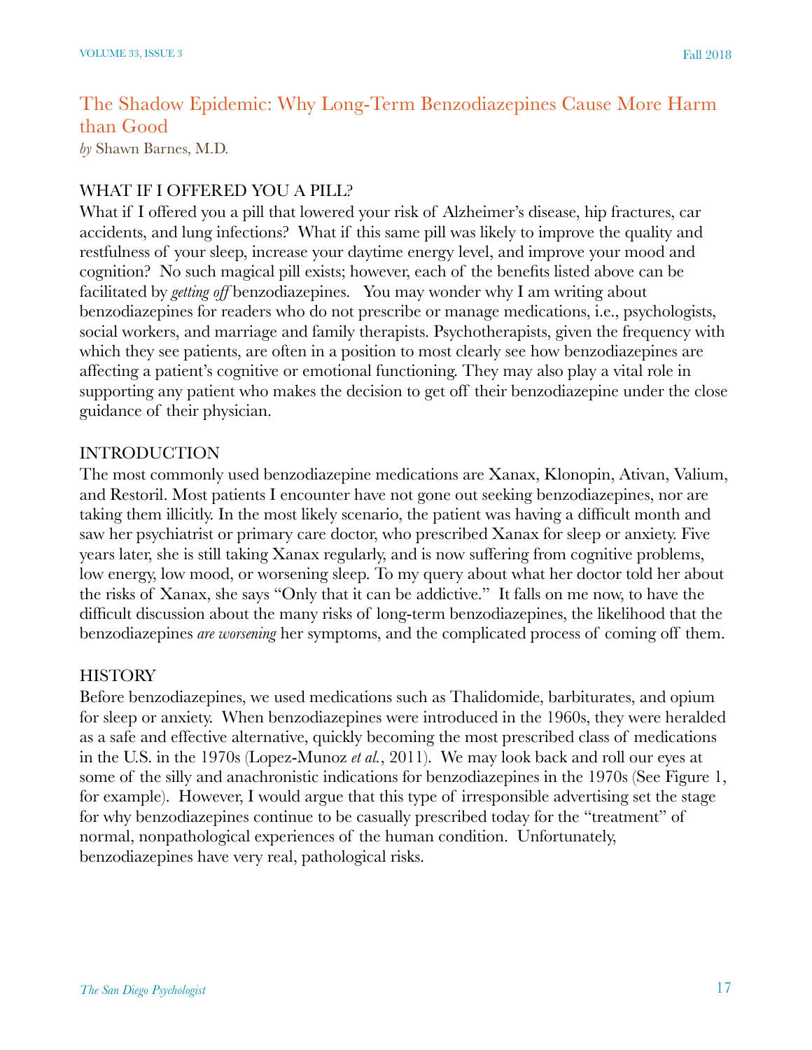# The Shadow Epidemic: Why Long-Term Benzodiazepines Cause More Harm than Good

*by* Shawn Barnes, M.D.

## WHAT IF I OFFERED YOU A PILL?

What if I offered you a pill that lowered your risk of Alzheimer's disease, hip fractures, car accidents, and lung infections? What if this same pill was likely to improve the quality and restfulness of your sleep, increase your daytime energy level, and improve your mood and cognition? No such magical pill exists; however, each of the benefits listed above can be facilitated by *getting off* benzodiazepines. You may wonder why I am writing about benzodiazepines for readers who do not prescribe or manage medications, i.e., psychologists, social workers, and marriage and family therapists. Psychotherapists, given the frequency with which they see patients, are often in a position to most clearly see how benzodiazepines are affecting a patient's cognitive or emotional functioning. They may also play a vital role in supporting any patient who makes the decision to get off their benzodiazepine under the close guidance of their physician.

## INTRODUCTION

The most commonly used benzodiazepine medications are Xanax, Klonopin, Ativan, Valium, and Restoril. Most patients I encounter have not gone out seeking benzodiazepines, nor are taking them illicitly. In the most likely scenario, the patient was having a difficult month and saw her psychiatrist or primary care doctor, who prescribed Xanax for sleep or anxiety. Five years later, she is still taking Xanax regularly, and is now suffering from cognitive problems, low energy, low mood, or worsening sleep. To my query about what her doctor told her about the risks of Xanax, she says "Only that it can be addictive." It falls on me now, to have the difficult discussion about the many risks of long-term benzodiazepines, the likelihood that the benzodiazepines *are worsening* her symptoms, and the complicated process of coming off them.

## HISTORY

Before benzodiazepines, we used medications such as Thalidomide, barbiturates, and opium for sleep or anxiety. When benzodiazepines were introduced in the 1960s, they were heralded as a safe and effective alternative, quickly becoming the most prescribed class of medications in the U.S. in the 1970s (Lopez-Munoz *et al.*, 2011). We may look back and roll our eyes at some of the silly and anachronistic indications for benzodiazepines in the 1970s (See Figure 1, for example). However, I would argue that this type of irresponsible advertising set the stage for why benzodiazepines continue to be casually prescribed today for the "treatment" of normal, nonpathological experiences of the human condition. Unfortunately, benzodiazepines have very real, pathological risks.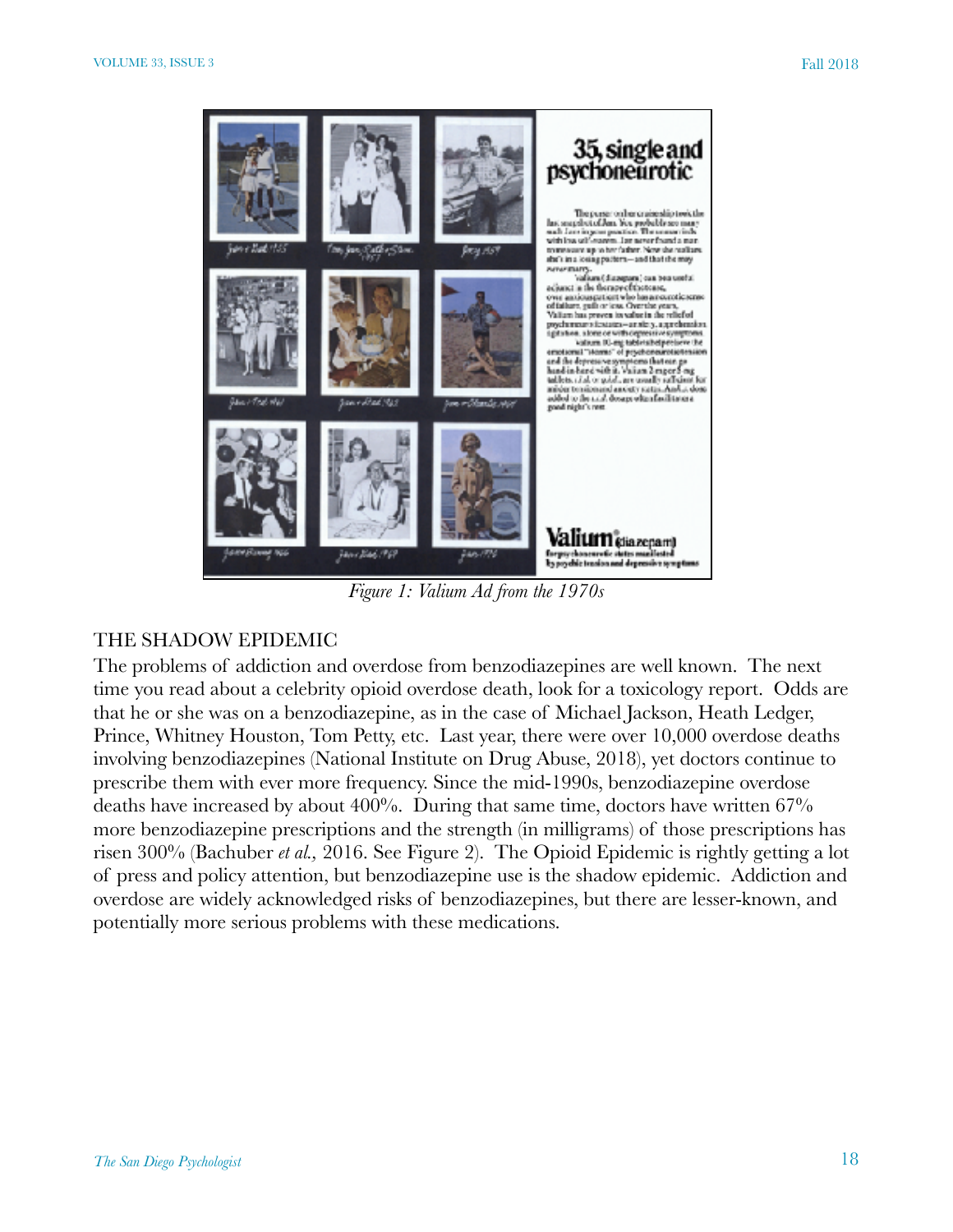*Figure 1: Valium Ad from the 1970s*

## THE SHADOW EPIDEMIC

The problems of addiction and overdose from benzodiazepines are well known. The next time you read about a celebrity opioid overdose death, look for a toxicology report. Odds are that he or she was on a benzodiazepine, as in the case of Michael Jackson, Heath Ledger, Prince, Whitney Houston, Tom Petty, etc. Last year, there were over 10,000 overdose deaths involving benzodiazepines (National Institute on Drug Abuse, 2018), yet doctors continue to prescribe them with ever more frequency. Since the mid-1990s, benzodiazepine overdose deaths have increased by about 400%. During that same time, doctors have written 67% more benzodiazepine prescriptions and the strength (in milligrams) of those prescriptions has risen 300% (Bachuber *et al.*, 2016. See Figure 2). The Opioid Epidemic is rightly getting a lot of press and policy attention, but benzodiazepine use is the shadow epidemic. Addiction and overdose are widely acknowledged risks of benzodiazepines, but there are lesser-known, and potentially more serious problems with these medications.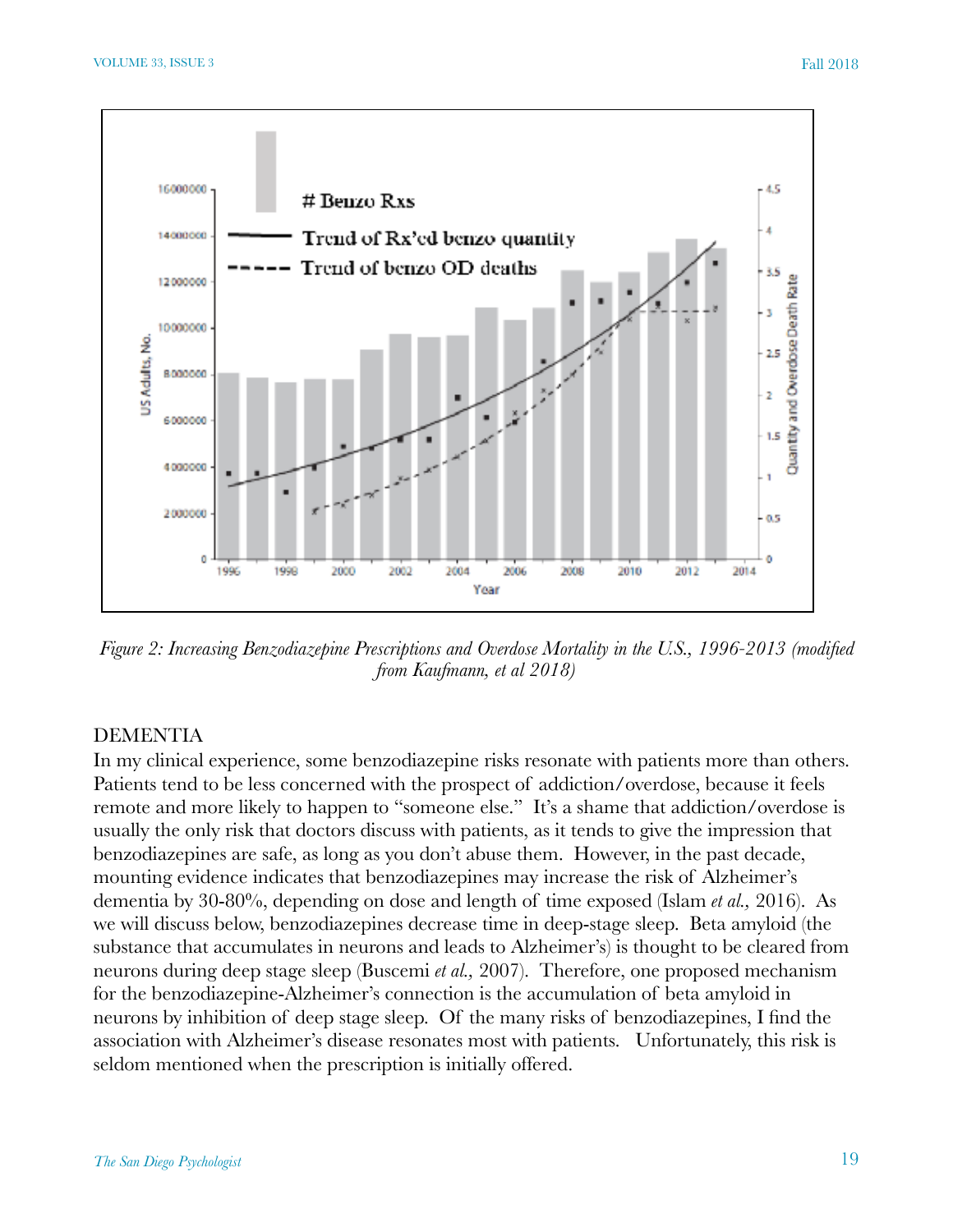*Figure 2: Increasing Benzodiazepine Prescriptions and Overdose Mortality in the U.S., 1996-2013 (modified from Kaufmann, et al 2018)*

## DEMENTIA

In my clinical experience, some benzodiazepine risks resonate with patients more than others. Patients tend to be less concerned with the prospect of addiction/overdose, because it feels remote and more likely to happen to "someone else." It's a shame that addiction/overdose is usually the only risk that doctors discuss with patients, as it tends to give the impression that benzodiazepines are safe, as long as you don't abuse them. However, in the past decade, mounting evidence indicates that benzodiazepines may increase the risk of Alzheimer's dementia by 30-80%, depending on dose and length of time exposed (Islam *et al.,* 2016). As we will discuss below, benzodiazepines decrease time in deep-stage sleep. Beta amyloid (the substance that accumulates in neurons and leads to Alzheimer's) is thought to be cleared from neurons during deep stage sleep (Buscemi *et al.,* 2007). Therefore, one proposed mechanism for the benzodiazepine-Alzheimer's connection is the accumulation of beta amyloid in neurons by inhibition of deep stage sleep. Of the many risks of benzodiazepines, I find the association with Alzheimer's disease resonates most with patients. Unfortunately, this risk is seldom mentioned when the prescription is initially offered.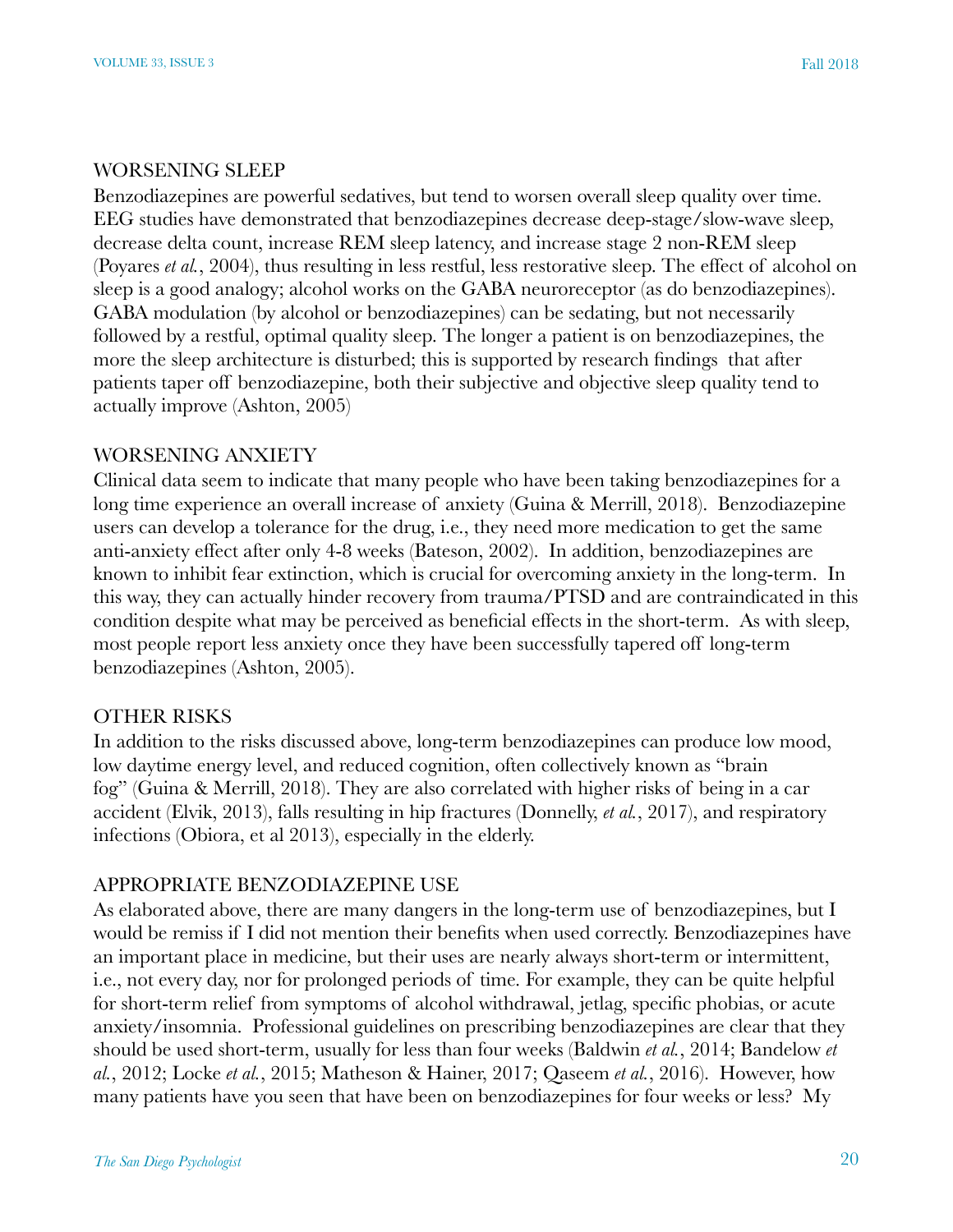## WORSENING SLEEP

Benzodiazepines are powerful sedatives, but tend to worsen overall sleep quality over time. EEG studies have demonstrated that benzodiazepines decrease deep-stage/slow-wave sleep, decrease delta count, increase REM sleep latency, and increase stage 2 non-REM sleep (Poyares *et al.*, 2004), thus resulting in less restful, less restorative sleep. The effect of alcohol on sleep is a good analogy; alcohol works on the GABA neuroreceptor (as do benzodiazepines). GABA modulation (by alcohol or benzodiazepines) can be sedating, but not necessarily followed by a restful, optimal quality sleep. The longer a patient is on benzodiazepines, the more the sleep architecture is disturbed; this is supported by research findings that after patients taper off benzodiazepine, both their subjective and objective sleep quality tend to actually improve (Ashton, 2005)

## WORSENING ANXIETY

Clinical data seem to indicate that many people who have been taking benzodiazepines for a long time experience an overall increase of anxiety (Guina & Merrill, 2018). Benzodiazepine users can develop a tolerance for the drug, i.e., they need more medication to get the same anti-anxiety effect after only 4-8 weeks (Bateson, 2002). In addition, benzodiazepines are known to inhibit fear extinction, which is crucial for overcoming anxiety in the long-term. In this way, they can actually hinder recovery from trauma/PTSD and are contraindicated in this condition despite what may be perceived as beneficial effects in the short-term. As with sleep, most people report less anxiety once they have been successfully tapered off long-term benzodiazepines (Ashton, 2005).

## OTHER RISKS

In addition to the risks discussed above, long-term benzodiazepines can produce low mood, low daytime energy level, and reduced cognition, often collectively known as "brain fog" (Guina & Merrill, 2018). They are also correlated with higher risks of being in a car accident (Elvik, 2013), falls resulting in hip fractures (Donnelly, *et al.*, 2017), and respiratory infections (Obiora, et al 2013), especially in the elderly.

## APPROPRIATE BENZODIAZEPINE USE

As elaborated above, there are many dangers in the long-term use of benzodiazepines, but I would be remiss if I did not mention their benefits when used correctly. Benzodiazepines have an important place in medicine, but their uses are nearly always short-term or intermittent, i.e., not every day, nor for prolonged periods of time. For example, they can be quite helpful for short-term relief from symptoms of alcohol withdrawal, jetlag, specific phobias, or acute anxiety/insomnia. Professional guidelines on prescribing benzodiazepines are clear that they should be used short-term, usually for less than four weeks (Baldwin *et al.*, 2014; Bandelow *et al.*, 2012; Locke *et al.*, 2015; Matheson & Hainer, 2017; Qaseem *et al.*, 2016). However, how many patients have you seen that have been on benzodiazepines for four weeks or less? My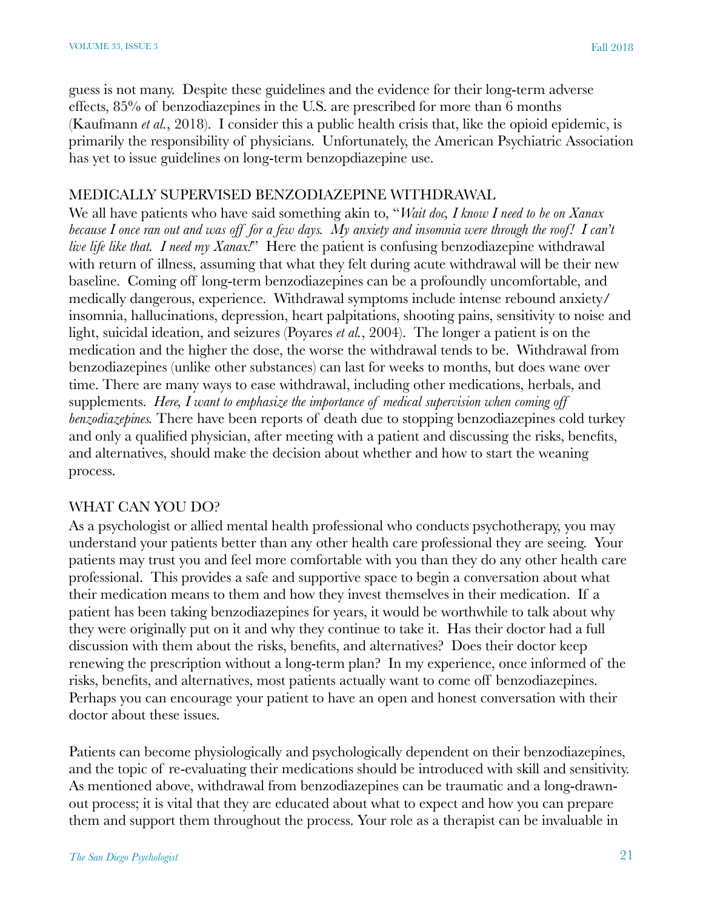guess is not many. Despite these guidelines and the evidence for their long-term adverse effects, 85% of benzodiazepines in the U.S. are prescribed for more than 6 months (Kaufmann *et al.*, 2018). I consider this a public health crisis that, like the opioid epidemic, is primarily the responsibility of physicians. Unfortunately, the American Psychiatric Association has yet to issue guidelines on long-term benzopdiazepine use.

## MEDICALLY SUPERVISED BENZODIAZEPINE WITHDRAWAL

We all have patients who have said something akin to, "*Wait doc, I know I need to be on Xanax because I once ran out and was off for a few days. My anxiety and insomnia were through the roof! I can't live life like that. I need my Xanax!*" Here the patient is confusing benzodiazepine withdrawal with return of illness, assuming that what they felt during acute withdrawal will be their new baseline. Coming off long-term benzodiazepines can be a profoundly uncomfortable, and medically dangerous, experience. Withdrawal symptoms include intense rebound anxiety/insomnia, hallucinations, depression, heart palpitations, shooting pains, sensitivity to noise and light, suicidal ideation, and seizures (Poyares *et al.*, 2004). The longer a patient is on the medication and the higher the dose, the worse the withdrawal tends to be. Withdrawal from benzodiazepines (unlike other substances) can last for weeks to months, but does wane over time. There are many ways to ease withdrawal, including other medications, herbals, and supplements. *Here, I want to emphasize the importance of medical supervision when coming off benzodiazepines.* There have been reports of death due to stopping benzodiazepines cold turkey and only a qualified physician, after meeting with a patient and discussing the risks, benefits, and alternatives, should make the decision about whether and how to start the weaning process.

## WHAT CAN YOU DO?

As a psychologist or allied mental health professional who conducts psychotherapy, you may understand your patients better than any other health care professional they are seeing. Your patients may trust you and feel more comfortable with you than they do any other health care professional. This provides a safe and supportive space to begin a conversation about what their medication means to them and how they invest themselves in their medication. If a patient has been taking benzodiazepines for years, it would be worthwhile to talk about why they were originally put on it and why they continue to take it. Has their doctor had a full discussion with them about the risks, benefits, and alternatives? Does their doctor keep renewing the prescription without a long-term plan? In my experience, once informed of the risks, benefits, and alternatives, most patients actually want to come off benzodiazepines. Perhaps you can encourage your patient to have an open and honest conversation with their doctor about these issues.

Patients can become physiologically and psychologically dependent on their benzodiazepines, and the topic of re-evaluating their medications should be introduced with skill and sensitivity. As mentioned above, withdrawal from benzodiazepines can be traumatic and a long-drawn-out process; it is vital that they are educated about what to expect and how you can prepare them and support them throughout the process. Your role as a therapist can be invaluable in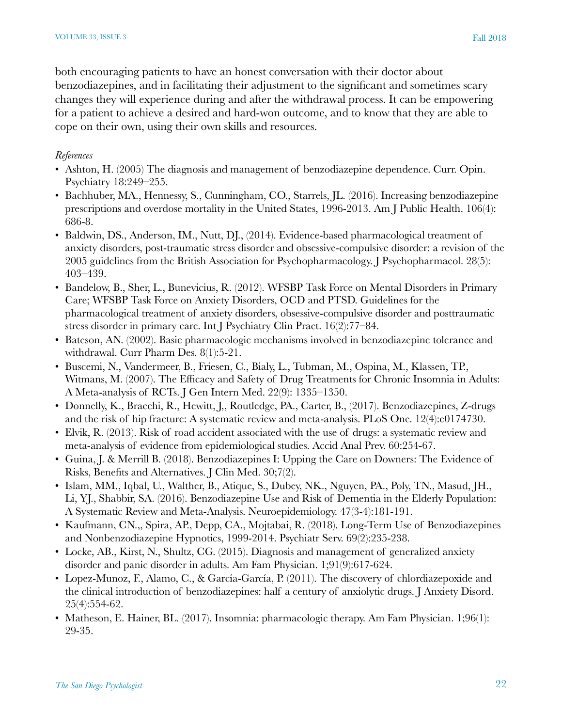both encouraging patients to have an honest conversation with their doctor about benzodiazepines, and in facilitating their adjustment to the significant and sometimes scary changes they will experience during and after the withdrawal process. It can be empowering for a patient to achieve a desired and hard-won outcome, and to know that they are able to cope on their own, using their own skills and resources.

*References*

- Ashton, H. (2005) The diagnosis and management of benzodiazepine dependence. Curr. Opin. Psychiatry 18:249–255.
- Bachhuber, MA., Hennessy, S., Cunningham, CO., Starrels, JL. (2016). Increasing benzodiazepine prescriptions and overdose mortality in the United States, 1996-2013. Am J Public Health. 106(4): 686-8.
- Baldwin, DS., Anderson, IM., Nutt, DJ., (2014). Evidence-based pharmacological treatment of anxiety disorders, post-traumatic stress disorder and obsessive-compulsive disorder: a revision of the 2005 guidelines from the British Association for Psychopharmacology. J Psychopharmacol. 28(5): 403–439.
- Bandelow, B., Sher, L., Bunevicius, R. (2012). WFSBP Task Force on Mental Disorders in Primary Care; WFSBP Task Force on Anxiety Disorders, OCD and PTSD. Guidelines for the pharmacological treatment of anxiety disorders, obsessive-compulsive disorder and posttraumatic stress disorder in primary care. Int J Psychiatry Clin Pract. 16(2):77–84.
- Bateson, AN. (2002). Basic pharmacologic mechanisms involved in benzodiazepine tolerance and withdrawal. Curr Pharm Des. 8(1):5-21.
- Buscemi, N., Vandermeer, B., Friesen, C., Bialy, L., Tubman, M., Ospina, M., Klassen, TP., Witmans, M. (2007). The Efficacy and Safety of Drug Treatments for Chronic Insomnia in Adults: A Meta-analysis of RCTs. J Gen Intern Med. 22(9): 1335–1350.
- Donnelly, K., Bracchi, R., Hewitt, J., Routledge, PA., Carter, B., (2017). Benzodiazepines, Z-drugs and the risk of hip fracture: A systematic review and meta-analysis. PLoS One. 12(4):e0174730.
- Elvik, R. (2013). Risk of road accident associated with the use of drugs: a systematic review and meta-analysis of evidence from epidemiological studies. Accid Anal Prev. 60:254-67.
- Guina, J. & Merrill B. (2018). Benzodiazepines I: Upping the Care on Downers: The Evidence of Risks, Benefits and Alternatives. J Clin Med. 30;7(2).
- Islam, MM., Iqbal, U., Walther, B., Atique, S., Dubey, NK., Nguyen, PA., Poly, TN., Masud, JH., Li, YJ., Shabbir, SA. (2016). Benzodiazepine Use and Risk of Dementia in the Elderly Population: A Systematic Review and Meta-Analysis. Neuroepidemiology. 47(3-4):181-191.
- Kaufmann, CN.,, Spira, AP., Depp, CA., Mojtabai, R. (2018). Long-Term Use of Benzodiazepines and Nonbenzodiazepine Hypnotics, 1999-2014. Psychiatr Serv. 69(2):235-238.
- Locke, AB., Kirst, N., Shultz, CG. (2015). Diagnosis and management of generalized anxiety disorder and panic disorder in adults. Am Fam Physician. 1;91(9):617-624.
- Lopez-Munoz, F., Alamo, C., & García-García, P. (2011). The discovery of chlordiazepoxide and the clinical introduction of benzodiazepines: half a century of anxiolytic drugs. J Anxiety Disord. 25(4):554-62.
- Matheson, E. Hainer, BL. (2017). Insomnia: pharmacologic therapy. Am Fam Physician. 1;96(1): 29-35.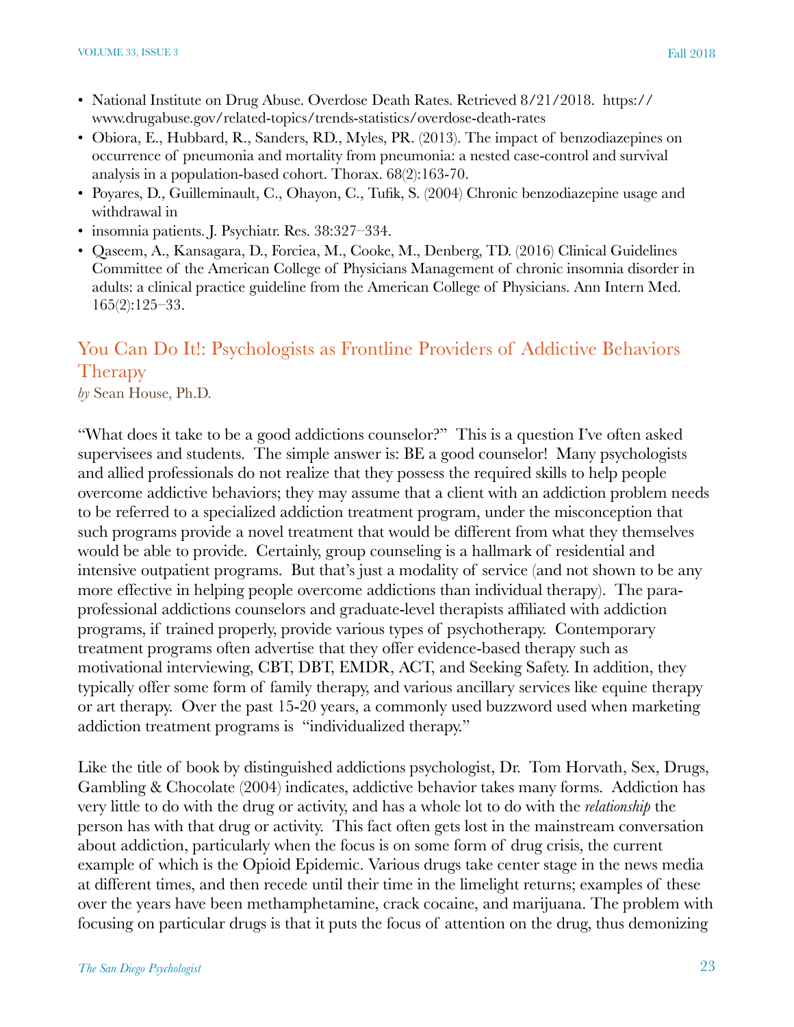- National Institute on Drug Abuse. Overdose Death Rates. Retrieved 8/21/2018. https://www.drugabuse.gov/related-topics/trends-statistics/overdose-death-rates
- Obiora, E., Hubbard, R., Sanders, RD., Myles, PR. (2013). The impact of benzodiazepines on occurrence of pneumonia and mortality from pneumonia: a nested case-control and survival analysis in a population-based cohort. Thorax. 68(2):163-70.
- Poyares, D., Guilleminault, C., Ohayon, C., Tufik, S. (2004) Chronic benzodiazepine usage and withdrawal in
- insomnia patients. J. Psychiatr. Res. 38:327–334.
- Qaseem, A., Kansagara, D., Forciea, M., Cooke, M., Denberg, TD. (2016) Clinical Guidelines Committee of the American College of Physicians Management of chronic insomnia disorder in adults: a clinical practice guideline from the American College of Physicians. Ann Intern Med. 165(2):125–33.

## You Can Do It!: Psychologists as Frontline Providers of Addictive Behaviors Therapy

*by* Sean House, Ph.D.

"What does it take to be a good addictions counselor?" This is a question I've often asked supervisees and students. The simple answer is: BE a good counselor! Many psychologists and allied professionals do not realize that they possess the required skills to help people overcome addictive behaviors; they may assume that a client with an addiction problem needs to be referred to a specialized addiction treatment program, under the misconception that such programs provide a novel treatment that would be different from what they themselves would be able to provide. Certainly, group counseling is a hallmark of residential and intensive outpatient programs. But that's just a modality of service (and not shown to be any more effective in helping people overcome addictions than individual therapy). The para-professional addictions counselors and graduate-level therapists affiliated with addiction programs, if trained properly, provide various types of psychotherapy. Contemporary treatment programs often advertise that they offer evidence-based therapy such as motivational interviewing, CBT, DBT, EMDR, ACT, and Seeking Safety. In addition, they typically offer some form of family therapy, and various ancillary services like equine therapy or art therapy. Over the past 15-20 years, a commonly used buzzword used when marketing addiction treatment programs is "individualized therapy."

Like the title of book by distinguished addictions psychologist, Dr. Tom Horvath, Sex, Drugs, Gambling & Chocolate (2004) indicates, addictive behavior takes many forms. Addiction has very little to do with the drug or activity, and has a whole lot to do with the *relationship* the person has with that drug or activity. This fact often gets lost in the mainstream conversation about addiction, particularly when the focus is on some form of drug crisis, the current example of which is the Opioid Epidemic. Various drugs take center stage in the news media at different times, and then recede until their time in the limelight returns; examples of these over the years have been methamphetamine, crack cocaine, and marijuana. The problem with focusing on particular drugs is that it puts the focus of attention on the drug, thus demonizing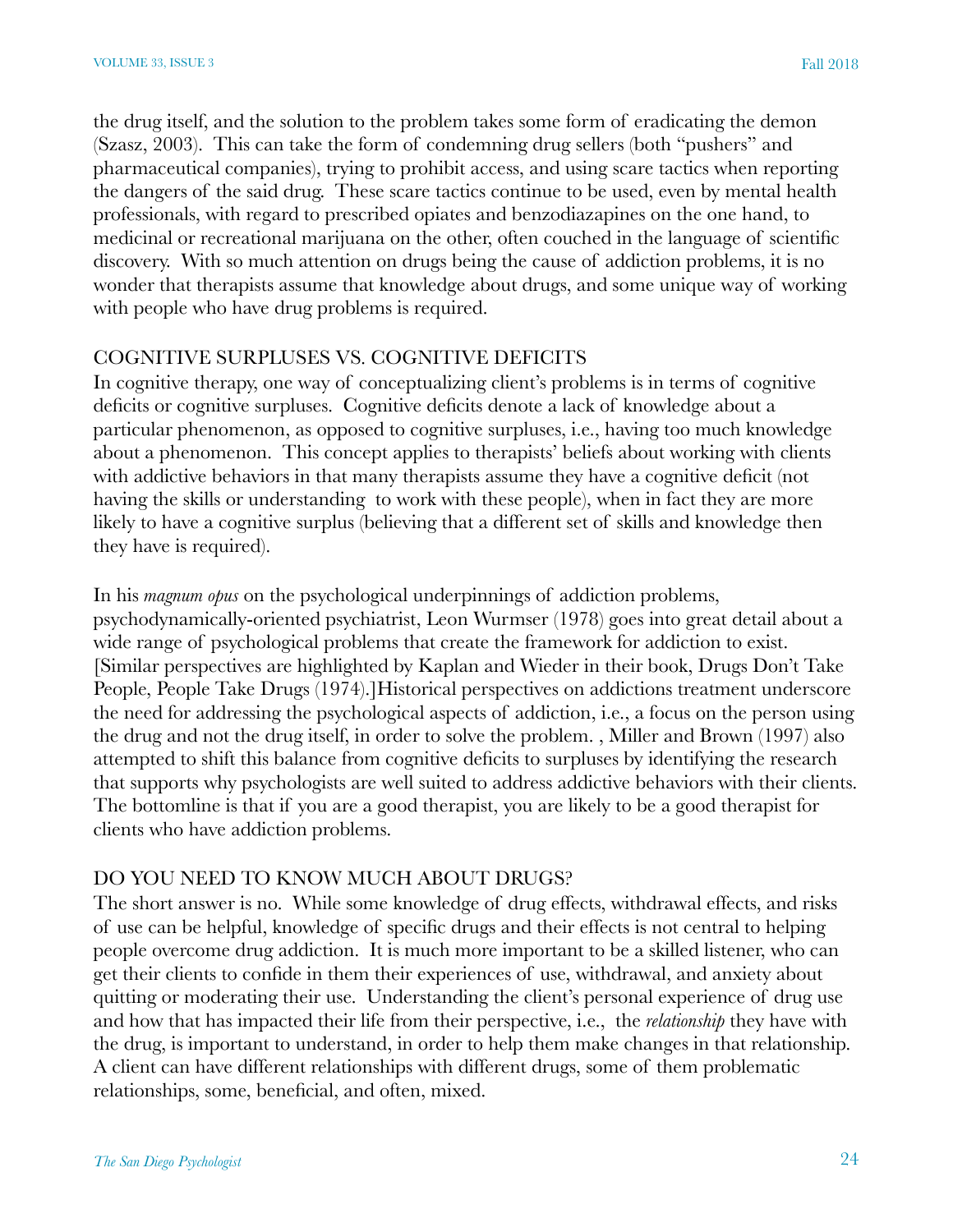the drug itself, and the solution to the problem takes some form of eradicating the demon (Szasz, 2003). This can take the form of condemning drug sellers (both "pushers" and pharmaceutical companies), trying to prohibit access, and using scare tactics when reporting the dangers of the said drug. These scare tactics continue to be used, even by mental health professionals, with regard to prescribed opiates and benzodiazapines on the one hand, to medicinal or recreational marijuana on the other, often couched in the language of scientific discovery. With so much attention on drugs being the cause of addiction problems, it is no wonder that therapists assume that knowledge about drugs, and some unique way of working with people who have drug problems is required.

## COGNITIVE SURPLUSES VS. COGNITIVE DEFICITS

In cognitive therapy, one way of conceptualizing client's problems is in terms of cognitive deficits or cognitive surpluses. Cognitive deficits denote a lack of knowledge about a particular phenomenon, as opposed to cognitive surpluses, i.e., having too much knowledge about a phenomenon. This concept applies to therapists' beliefs about working with clients with addictive behaviors in that many therapists assume they have a cognitive deficit (not having the skills or understanding to work with these people), when in fact they are more likely to have a cognitive surplus (believing that a different set of skills and knowledge then they have is required).

In his *magnum opus* on the psychological underpinnings of addiction problems, psychodynamically-oriented psychiatrist, Leon Wurmser (1978) goes into great detail about a wide range of psychological problems that create the framework for addiction to exist. [Similar perspectives are highlighted by Kaplan and Wieder in their book, Drugs Don't Take People, People Take Drugs (1974).]Historical perspectives on addictions treatment underscore the need for addressing the psychological aspects of addiction, i.e., a focus on the person using the drug and not the drug itself, in order to solve the problem. , Miller and Brown (1997) also attempted to shift this balance from cognitive deficits to surpluses by identifying the research that supports why psychologists are well suited to address addictive behaviors with their clients. The bottomline is that if you are a good therapist, you are likely to be a good therapist for clients who have addiction problems.

## DO YOU NEED TO KNOW MUCH ABOUT DRUGS?

The short answer is no. While some knowledge of drug effects, withdrawal effects, and risks of use can be helpful, knowledge of specific drugs and their effects is not central to helping people overcome drug addiction. It is much more important to be a skilled listener, who can get their clients to confide in them their experiences of use, withdrawal, and anxiety about quitting or moderating their use. Understanding the client's personal experience of drug use and how that has impacted their life from their perspective, i.e., the *relationship* they have with the drug, is important to understand, in order to help them make changes in that relationship. A client can have different relationships with different drugs, some of them problematic relationships, some, beneficial, and often, mixed.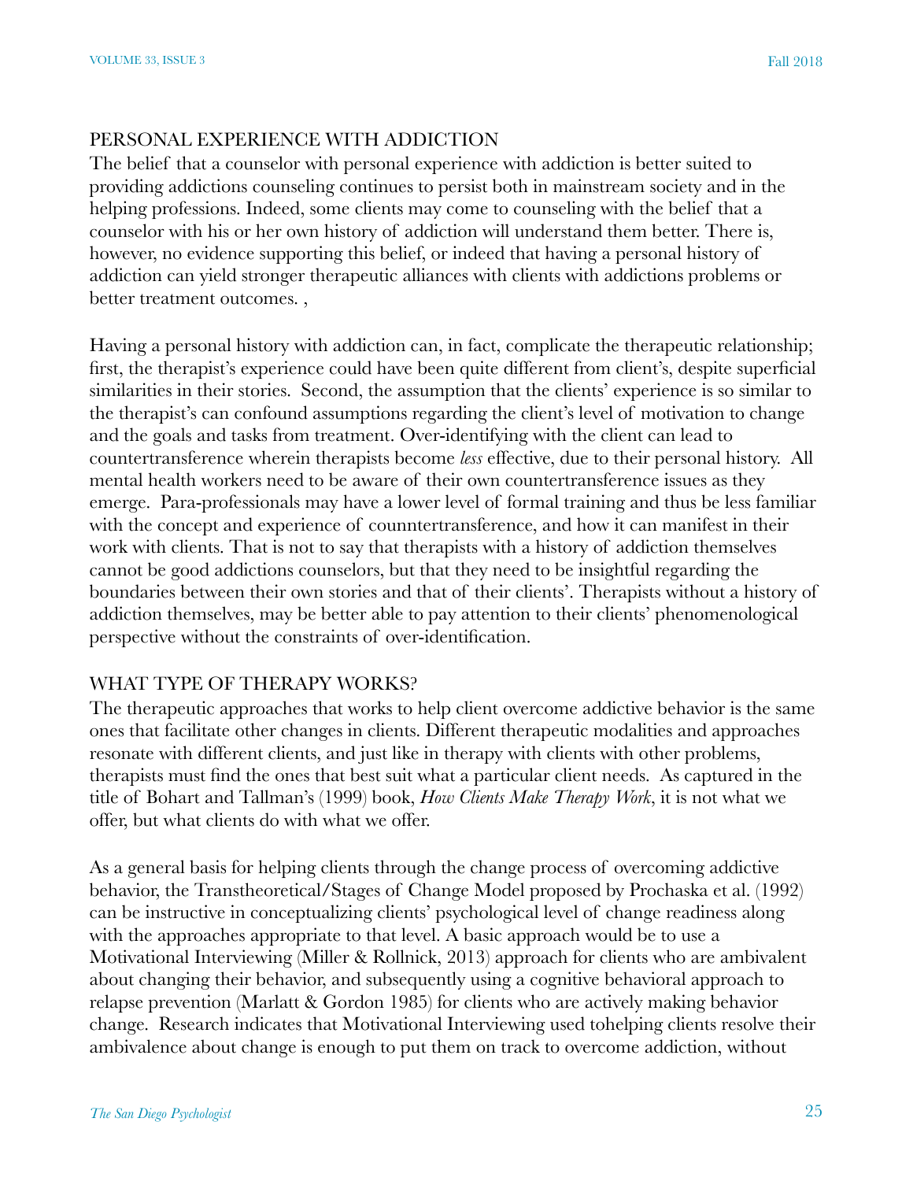## PERSONAL EXPERIENCE WITH ADDICTION

The belief that a counselor with personal experience with addiction is better suited to providing addictions counseling continues to persist both in mainstream society and in the helping professions. Indeed, some clients may come to counseling with the belief that a counselor with his or her own history of addiction will understand them better. There is, however, no evidence supporting this belief, or indeed that having a personal history of addiction can yield stronger therapeutic alliances with clients with addictions problems or better treatment outcomes. ,

Having a personal history with addiction can, in fact, complicate the therapeutic relationship; first, the therapist's experience could have been quite different from client's, despite superficial similarities in their stories. Second, the assumption that the clients' experience is so similar to the therapist's can confound assumptions regarding the client's level of motivation to change and the goals and tasks from treatment. Over-identifying with the client can lead to countertransference wherein therapists become *less* effective, due to their personal history. All mental health workers need to be aware of their own countertransference issues as they emerge. Para-professionals may have a lower level of formal training and thus be less familiar with the concept and experience of counntertransference, and how it can manifest in their work with clients. That is not to say that therapists with a history of addiction themselves cannot be good addictions counselors, but that they need to be insightful regarding the boundaries between their own stories and that of their clients'. Therapists without a history of addiction themselves, may be better able to pay attention to their clients' phenomenological perspective without the constraints of over-identification.

## WHAT TYPE OF THERAPY WORKS?

The therapeutic approaches that works to help client overcome addictive behavior is the same ones that facilitate other changes in clients. Different therapeutic modalities and approaches resonate with different clients, and just like in therapy with clients with other problems, therapists must find the ones that best suit what a particular client needs. As captured in the title of Bohart and Tallman's (1999) book, *How Clients Make Therapy Work*, it is not what we offer, but what clients do with what we offer.

As a general basis for helping clients through the change process of overcoming addictive behavior, the Transtheoretical/Stages of Change Model proposed by Prochaska et al. (1992) can be instructive in conceptualizing clients' psychological level of change readiness along with the approaches appropriate to that level. A basic approach would be to use a Motivational Interviewing (Miller & Rollnick, 2013) approach for clients who are ambivalent about changing their behavior, and subsequently using a cognitive behavioral approach to relapse prevention (Marlatt & Gordon 1985) for clients who are actively making behavior change. Research indicates that Motivational Interviewing used tohelping clients resolve their ambivalence about change is enough to put them on track to overcome addiction, without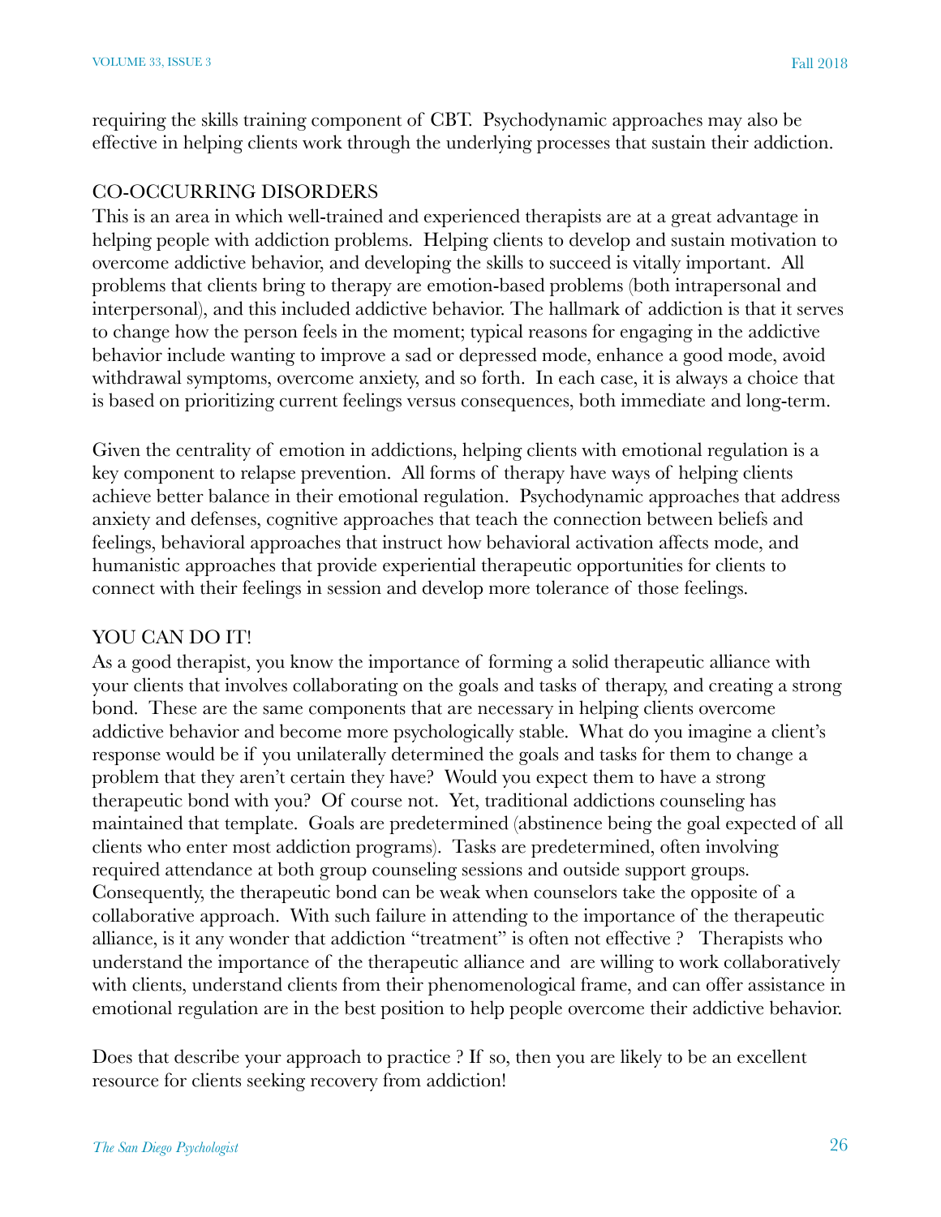requiring the skills training component of CBT. Psychodynamic approaches may also be effective in helping clients work through the underlying processes that sustain their addiction.

## CO-OCCURRING DISORDERS

This is an area in which well-trained and experienced therapists are at a great advantage in helping people with addiction problems. Helping clients to develop and sustain motivation to overcome addictive behavior, and developing the skills to succeed is vitally important. All problems that clients bring to therapy are emotion-based problems (both intrapersonal and interpersonal), and this included addictive behavior. The hallmark of addiction is that it serves to change how the person feels in the moment; typical reasons for engaging in the addictive behavior include wanting to improve a sad or depressed mode, enhance a good mode, avoid withdrawal symptoms, overcome anxiety, and so forth. In each case, it is always a choice that is based on prioritizing current feelings versus consequences, both immediate and long-term.

Given the centrality of emotion in addictions, helping clients with emotional regulation is a key component to relapse prevention. All forms of therapy have ways of helping clients achieve better balance in their emotional regulation. Psychodynamic approaches that address anxiety and defenses, cognitive approaches that teach the connection between beliefs and feelings, behavioral approaches that instruct how behavioral activation affects mode, and humanistic approaches that provide experiential therapeutic opportunities for clients to connect with their feelings in session and develop more tolerance of those feelings.

## YOU CAN DO IT!

As a good therapist, you know the importance of forming a solid therapeutic alliance with your clients that involves collaborating on the goals and tasks of therapy, and creating a strong bond. These are the same components that are necessary in helping clients overcome addictive behavior and become more psychologically stable. What do you imagine a client's response would be if you unilaterally determined the goals and tasks for them to change a problem that they aren't certain they have? Would you expect them to have a strong therapeutic bond with you? Of course not. Yet, traditional addictions counseling has maintained that template. Goals are predetermined (abstinence being the goal expected of all clients who enter most addiction programs). Tasks are predetermined, often involving required attendance at both group counseling sessions and outside support groups. Consequently, the therapeutic bond can be weak when counselors take the opposite of a collaborative approach. With such failure in attending to the importance of the therapeutic alliance, is it any wonder that addiction "treatment" is often not effective ? Therapists who understand the importance of the therapeutic alliance and are willing to work collaboratively with clients, understand clients from their phenomenological frame, and can offer assistance in emotional regulation are in the best position to help people overcome their addictive behavior.

Does that describe your approach to practice ? If so, then you are likely to be an excellent resource for clients seeking recovery from addiction!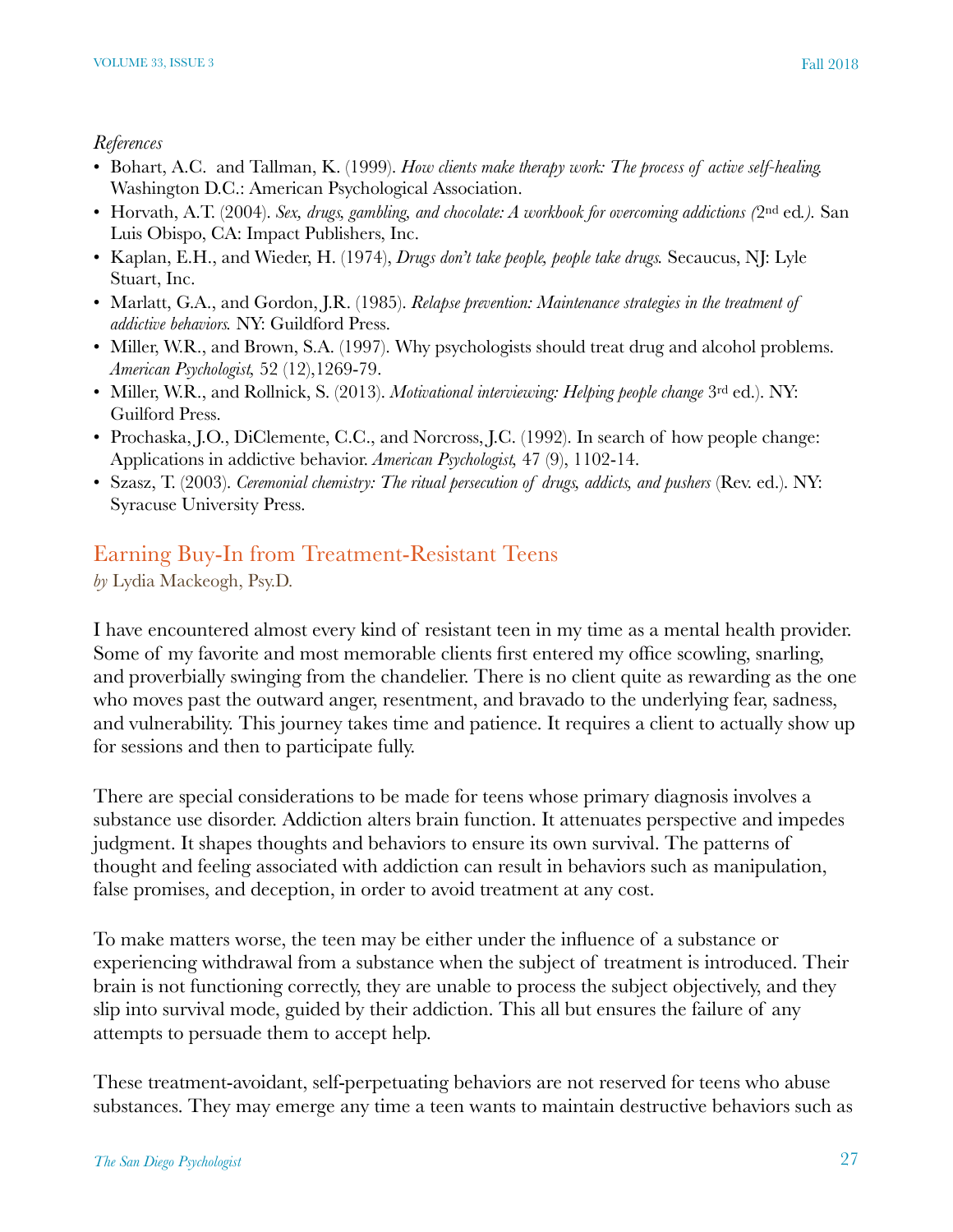*References*

- Bohart, A.C. and Tallman, K. (1999). *How clients make therapy work: The process of active self-healing.* Washington D.C.: American Psychological Association.
- Horvath, A.T. (2004). *Sex, drugs, gambling, and chocolate: A workbook for overcoming addictions (*2nd ed*.).* San Luis Obispo, CA: Impact Publishers, Inc.
- Kaplan, E.H., and Wieder, H. (1974), *Drugs don't take people, people take drugs.* Secaucus, NJ: Lyle Stuart, Inc.
- Marlatt, G.A., and Gordon, J.R. (1985). *Relapse prevention: Maintenance strategies in the treatment of addictive behaviors.* NY: Guildford Press.
- Miller, W.R., and Brown, S.A. (1997). Why psychologists should treat drug and alcohol problems. *American Psychologist,* 52 (12),1269-79.
- Miller, W.R., and Rollnick, S. (2013). *Motivational interviewing: Helping people change* 3rd ed.). NY: Guilford Press.
- Prochaska, J.O., DiClemente, C.C., and Norcross, J.C. (1992). In search of how people change: Applications in addictive behavior. *American Psychologist,* 47 (9), 1102-14.
- Szasz, T. (2003). *Ceremonial chemistry: The ritual persecution of drugs, addicts, and pushers* (Rev. ed.). NY: Syracuse University Press.

## Earning Buy-In from Treatment-Resistant Teens

*by* Lydia Mackeogh, Psy.D.

I have encountered almost every kind of resistant teen in my time as a mental health provider. Some of my favorite and most memorable clients first entered my office scowling, snarling, and proverbially swinging from the chandelier. There is no client quite as rewarding as the one who moves past the outward anger, resentment, and bravado to the underlying fear, sadness, and vulnerability. This journey takes time and patience. It requires a client to actually show up for sessions and then to participate fully.

There are special considerations to be made for teens whose primary diagnosis involves a substance use disorder. Addiction alters brain function. It attenuates perspective and impedes judgment. It shapes thoughts and behaviors to ensure its own survival. The patterns of thought and feeling associated with addiction can result in behaviors such as manipulation, false promises, and deception, in order to avoid treatment at any cost.

To make matters worse, the teen may be either under the influence of a substance or experiencing withdrawal from a substance when the subject of treatment is introduced. Their brain is not functioning correctly, they are unable to process the subject objectively, and they slip into survival mode, guided by their addiction. This all but ensures the failure of any attempts to persuade them to accept help.

These treatment-avoidant, self-perpetuating behaviors are not reserved for teens who abuse substances. They may emerge any time a teen wants to maintain destructive behaviors such as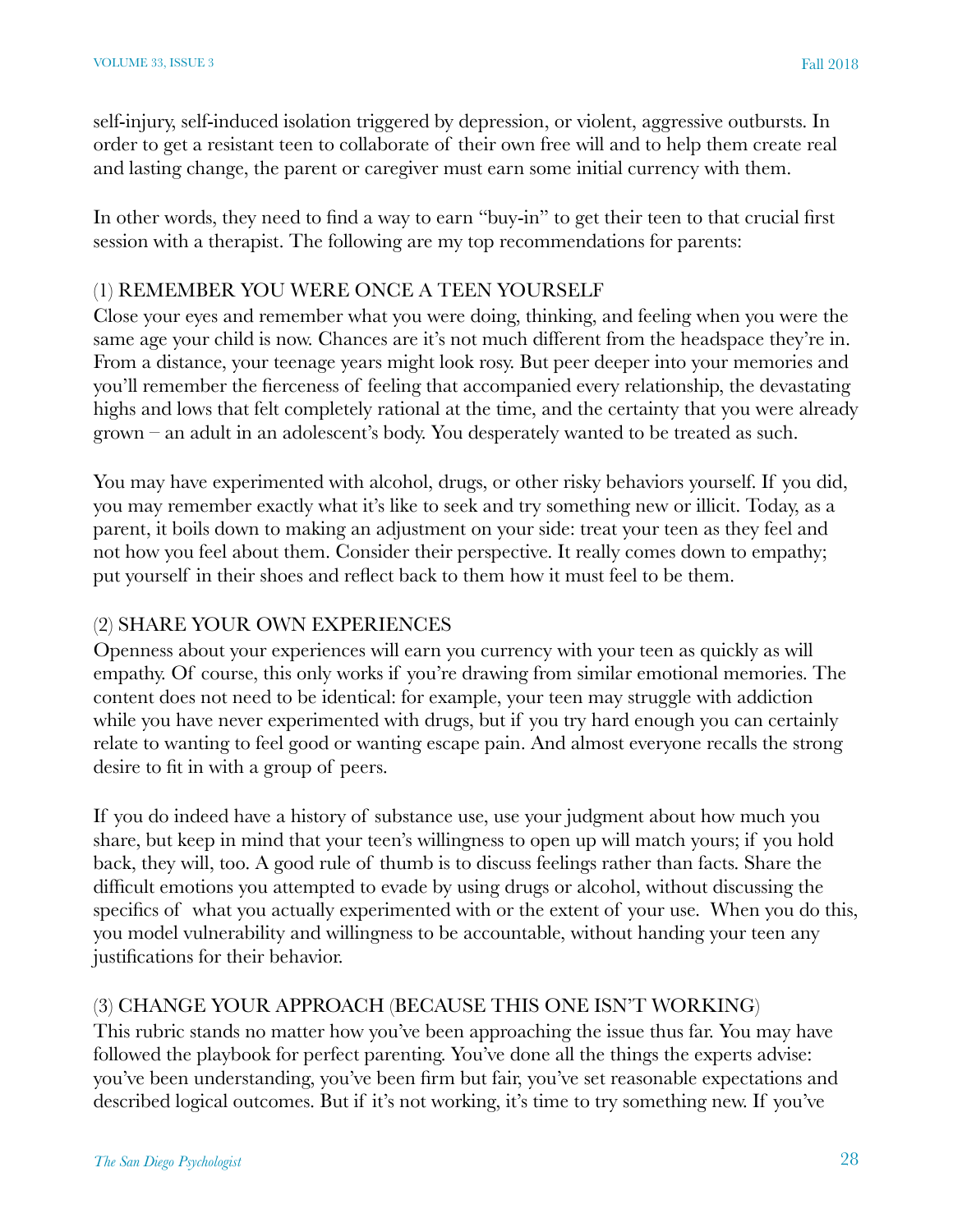self-injury, self-induced isolation triggered by depression, or violent, aggressive outbursts. In order to get a resistant teen to collaborate of their own free will and to help them create real and lasting change, the parent or caregiver must earn some initial currency with them.

In other words, they need to find a way to earn "buy-in" to get their teen to that crucial first session with a therapist. The following are my top recommendations for parents:

### (1) REMEMBER YOU WERE ONCE A TEEN YOURSELF

Close your eyes and remember what you were doing, thinking, and feeling when you were the same age your child is now. Chances are it's not much different from the headspace they're in. From a distance, your teenage years might look rosy. But peer deeper into your memories and you'll remember the fierceness of feeling that accompanied every relationship, the devastating highs and lows that felt completely rational at the time, and the certainty that you were already grown – an adult in an adolescent's body. You desperately wanted to be treated as such.

You may have experimented with alcohol, drugs, or other risky behaviors yourself. If you did, you may remember exactly what it's like to seek and try something new or illicit. Today, as a parent, it boils down to making an adjustment on your side: treat your teen as they feel and not how you feel about them. Consider their perspective. It really comes down to empathy; put yourself in their shoes and reflect back to them how it must feel to be them.

### (2) SHARE YOUR OWN EXPERIENCES

Openness about your experiences will earn you currency with your teen as quickly as will empathy. Of course, this only works if you're drawing from similar emotional memories. The content does not need to be identical: for example, your teen may struggle with addiction while you have never experimented with drugs, but if you try hard enough you can certainly relate to wanting to feel good or wanting escape pain. And almost everyone recalls the strong desire to fit in with a group of peers.

If you do indeed have a history of substance use, use your judgment about how much you share, but keep in mind that your teen's willingness to open up will match yours; if you hold back, they will, too. A good rule of thumb is to discuss feelings rather than facts. Share the difficult emotions you attempted to evade by using drugs or alcohol, without discussing the specifics of what you actually experimented with or the extent of your use. When you do this, you model vulnerability and willingness to be accountable, without handing your teen any justifications for their behavior.

### (3) CHANGE YOUR APPROACH (BECAUSE THIS ONE ISN'T WORKING)

This rubric stands no matter how you've been approaching the issue thus far. You may have followed the playbook for perfect parenting. You've done all the things the experts advise: you've been understanding, you've been firm but fair, you've set reasonable expectations and described logical outcomes. But if it's not working, it's time to try something new. If you've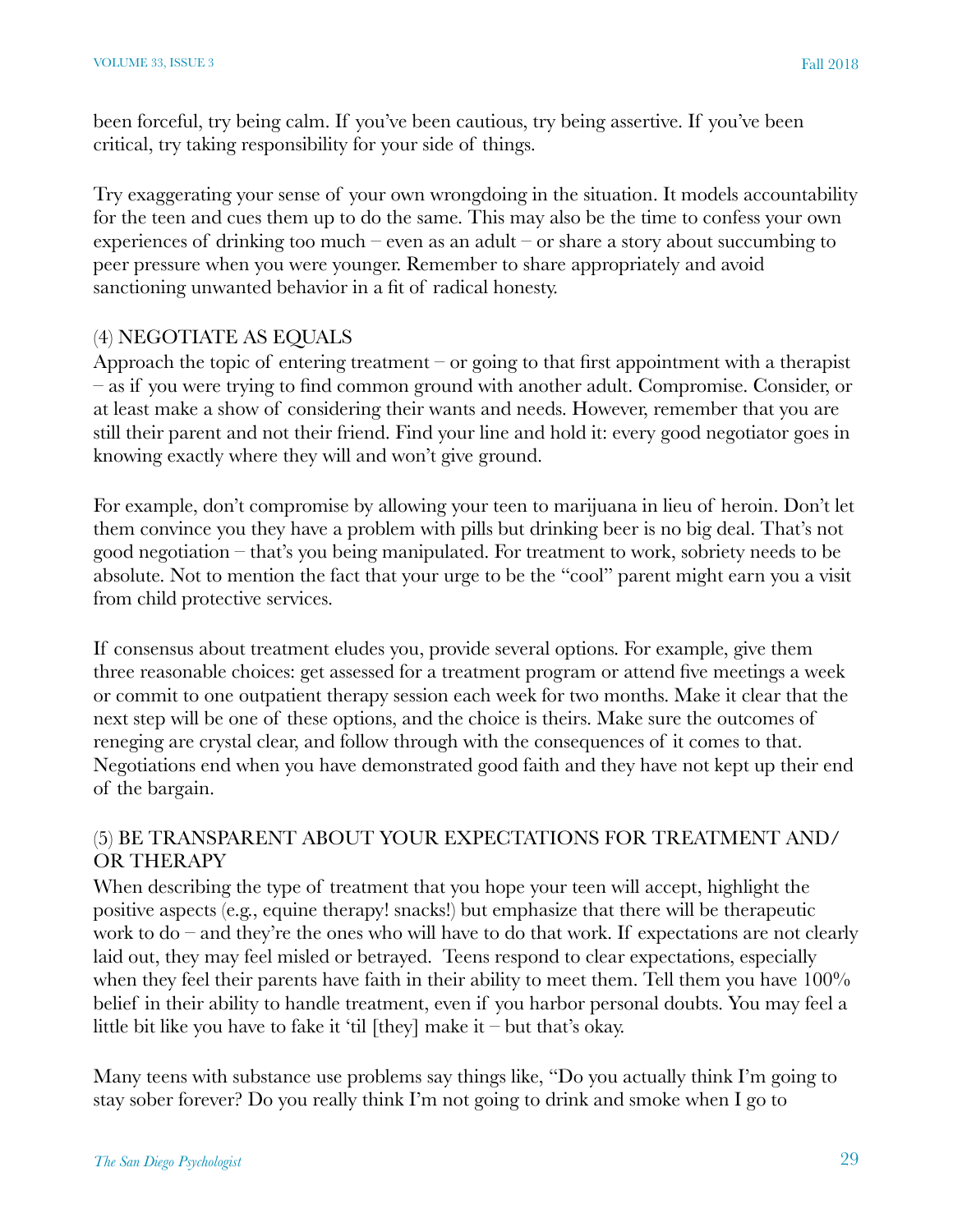been forceful, try being calm. If you've been cautious, try being assertive. If you've been critical, try taking responsibility for your side of things.

Try exaggerating your sense of your own wrongdoing in the situation. It models accountability for the teen and cues them up to do the same. This may also be the time to confess your own experiences of drinking too much – even as an adult – or share a story about succumbing to peer pressure when you were younger. Remember to share appropriately and avoid sanctioning unwanted behavior in a fit of radical honesty.

### (4) NEGOTIATE AS EQUALS

Approach the topic of entering treatment – or going to that first appointment with a therapist – as if you were trying to find common ground with another adult. Compromise. Consider, or at least make a show of considering their wants and needs. However, remember that you are still their parent and not their friend. Find your line and hold it: every good negotiator goes in knowing exactly where they will and won't give ground.

For example, don't compromise by allowing your teen to marijuana in lieu of heroin. Don't let them convince you they have a problem with pills but drinking beer is no big deal. That's not good negotiation – that's you being manipulated. For treatment to work, sobriety needs to be absolute. Not to mention the fact that your urge to be the "cool" parent might earn you a visit from child protective services.

If consensus about treatment eludes you, provide several options. For example, give them three reasonable choices: get assessed for a treatment program or attend five meetings a week or commit to one outpatient therapy session each week for two months. Make it clear that the next step will be one of these options, and the choice is theirs. Make sure the outcomes of reneging are crystal clear, and follow through with the consequences of it comes to that. Negotiations end when you have demonstrated good faith and they have not kept up their end of the bargain.

### (5) BE TRANSPARENT ABOUT YOUR EXPECTATIONS FOR TREATMENT AND/OR THERAPY

When describing the type of treatment that you hope your teen will accept, highlight the positive aspects (e.g., equine therapy! snacks!) but emphasize that there will be therapeutic work to do – and they're the ones who will have to do that work. If expectations are not clearly laid out, they may feel misled or betrayed. Teens respond to clear expectations, especially when they feel their parents have faith in their ability to meet them. Tell them you have 100% belief in their ability to handle treatment, even if you harbor personal doubts. You may feel a little bit like you have to fake it 'til [they] make it – but that's okay.

Many teens with substance use problems say things like, "Do you actually think I'm going to stay sober forever? Do you really think I'm not going to drink and smoke when I go to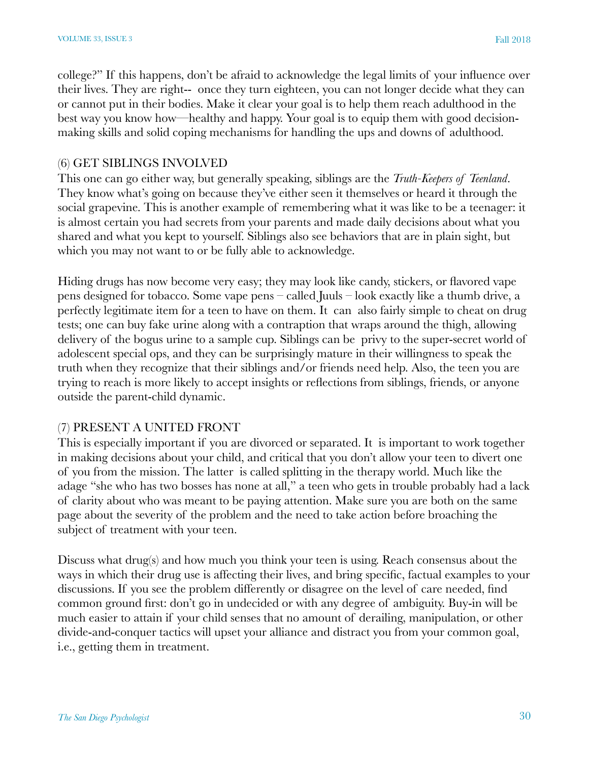college?" If this happens, don't be afraid to acknowledge the legal limits of your influence over their lives. They are right-- once they turn eighteen, you can not longer decide what they can or cannot put in their bodies. Make it clear your goal is to help them reach adulthood in the best way you know how—healthy and happy. Your goal is to equip them with good decision-making skills and solid coping mechanisms for handling the ups and downs of adulthood.

(6) GET SIBLINGS INVOLVED

This one can go either way, but generally speaking, siblings are the *Truth-Keepers of Teenland*. They know what's going on because they've either seen it themselves or heard it through the social grapevine. This is another example of remembering what it was like to be a teenager: it is almost certain you had secrets from your parents and made daily decisions about what you shared and what you kept to yourself. Siblings also see behaviors that are in plain sight, but which you may not want to or be fully able to acknowledge.

Hiding drugs has now become very easy; they may look like candy, stickers, or flavored vape pens designed for tobacco. Some vape pens – called Juuls – look exactly like a thumb drive, a perfectly legitimate item for a teen to have on them. It can also fairly simple to cheat on drug tests; one can buy fake urine along with a contraption that wraps around the thigh, allowing delivery of the bogus urine to a sample cup. Siblings can be privy to the super-secret world of adolescent special ops, and they can be surprisingly mature in their willingness to speak the truth when they recognize that their siblings and/or friends need help. Also, the teen you are trying to reach is more likely to accept insights or reflections from siblings, friends, or anyone outside the parent-child dynamic.

(7) PRESENT A UNITED FRONT

This is especially important if you are divorced or separated. It is important to work together in making decisions about your child, and critical that you don't allow your teen to divert one of you from the mission. The latter is called splitting in the therapy world. Much like the adage "she who has two bosses has none at all," a teen who gets in trouble probably had a lack of clarity about who was meant to be paying attention. Make sure you are both on the same page about the severity of the problem and the need to take action before broaching the subject of treatment with your teen.

Discuss what drug(s) and how much you think your teen is using. Reach consensus about the ways in which their drug use is affecting their lives, and bring specific, factual examples to your discussions. If you see the problem differently or disagree on the level of care needed, find common ground first: don't go in undecided or with any degree of ambiguity. Buy-in will be much easier to attain if your child senses that no amount of derailing, manipulation, or other divide-and-conquer tactics will upset your alliance and distract you from your common goal, i.e., getting them in treatment.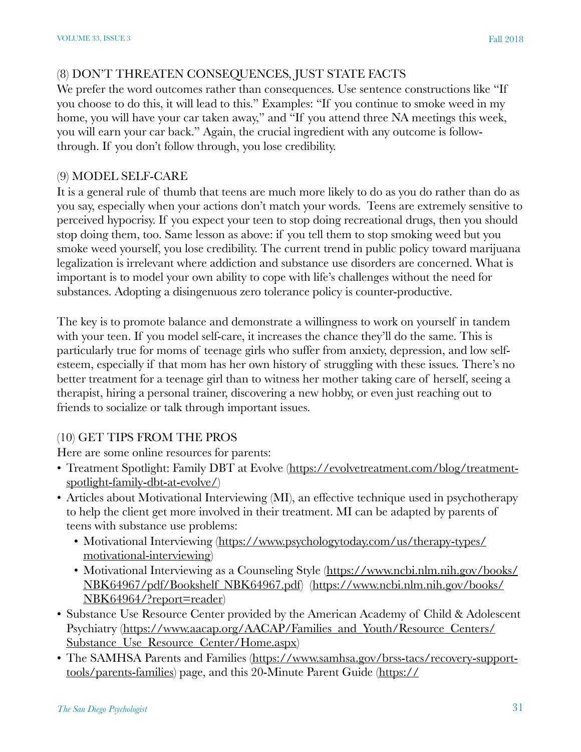### (8) DON'T THREATEN CONSEQUENCES, JUST STATE FACTS

We prefer the word outcomes rather than consequences. Use sentence constructions like "If you choose to do this, it will lead to this." Examples: "If you continue to smoke weed in my home, you will have your car taken away," and "If you attend three NA meetings this week, you will earn your car back." Again, the crucial ingredient with any outcome is follow-through. If you don't follow through, you lose credibility.

### (9) MODEL SELF-CARE

It is a general rule of thumb that teens are much more likely to do as you do rather than do as you say, especially when your actions don't match your words. Teens are extremely sensitive to perceived hypocrisy. If you expect your teen to stop doing recreational drugs, then you should stop doing them, too. Same lesson as above: if you tell them to stop smoking weed but you smoke weed yourself, you lose credibility. The current trend in public policy toward marijuana legalization is irrelevant where addiction and substance use disorders are concerned. What is important is to model your own ability to cope with life's challenges without the need for substances. Adopting a disingenuous zero tolerance policy is counter-productive.

The key is to promote balance and demonstrate a willingness to work on yourself in tandem with your teen. If you model self-care, it increases the chance they'll do the same. This is particularly true for moms of teenage girls who suffer from anxiety, depression, and low self-esteem, especially if that mom has her own history of struggling with these issues. There's no better treatment for a teenage girl than to witness her mother taking care of herself, seeing a therapist, hiring a personal trainer, discovering a new hobby, or even just reaching out to friends to socialize or talk through important issues.

### (10) GET TIPS FROM THE PROS

Here are some online resources for parents:

- Treatment Spotlight: Family DBT at Evolve (https://evolvetreatment.com/blog/treatment-spotlight-family-dbt-at-evolve/)
- Articles about Motivational Interviewing (MI), an effective technique used in psychotherapy to help the client get more involved in their treatment. MI can be adapted by parents of teens with substance use problems:
  - Motivational Interviewing (https://www.psychologytoday.com/us/therapy-types/motivational-interviewing)
  - Motivational Interviewing as a Counseling Style (https://www.ncbi.nlm.nih.gov/books/NBK64967/pdf/Bookshelf_NBK64967.pdf) (https://www.ncbi.nlm.nih.gov/books/NBK64964/?report=reader)
- Substance Use Resource Center provided by the American Academy of Child & Adolescent Psychiatry (https://www.aacap.org/AACAP/Families_and_Youth/Resource_Centers/Substance_Use_Resource_Center/Home.aspx)
- The SAMHSA Parents and Families (https://www.samhsa.gov/brss-tacs/recovery-support-tools/parents-families) page, and this 20-Minute Parent Guide (https://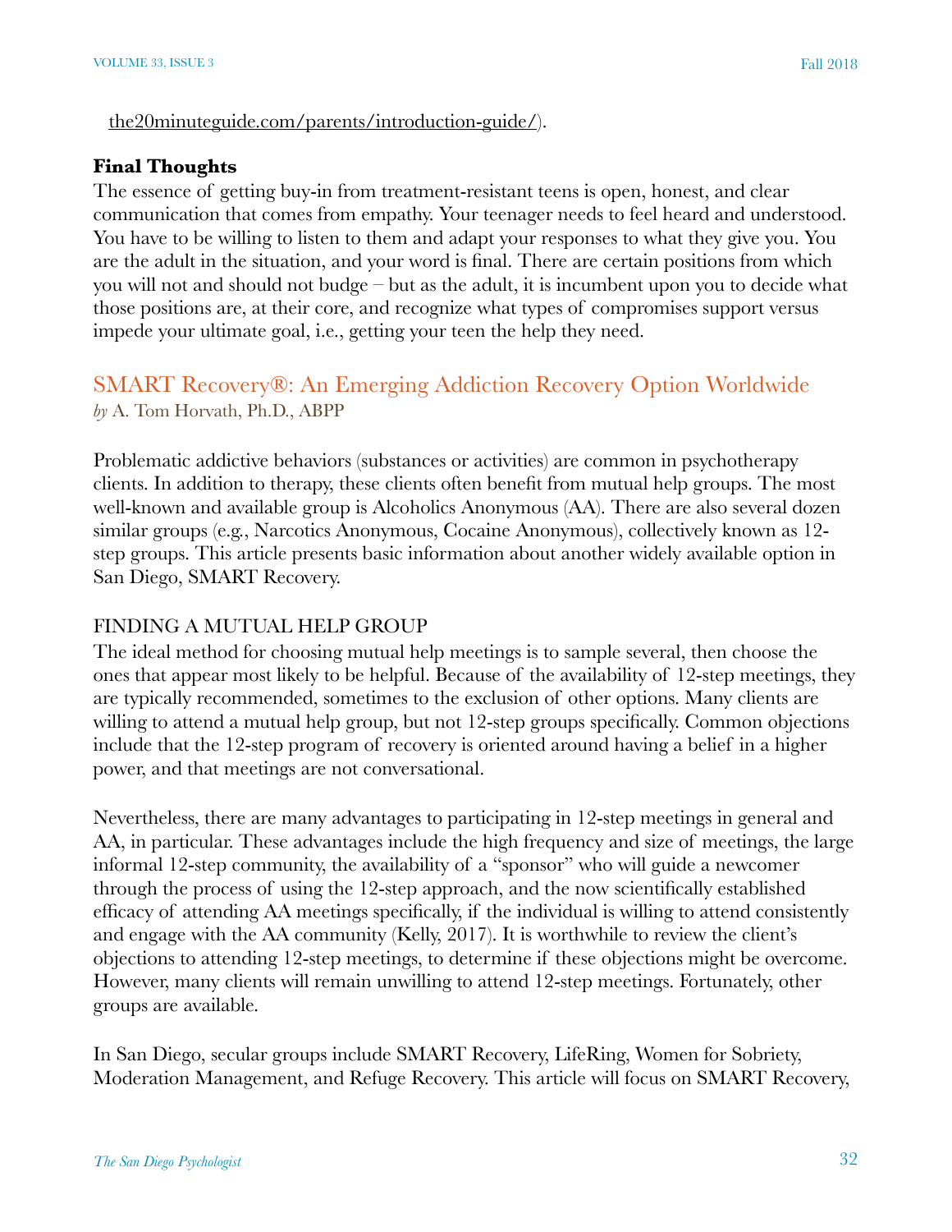the20minuteguide.com/parents/introduction-guide/).

**Final Thoughts**

The essence of getting buy-in from treatment-resistant teens is open, honest, and clear communication that comes from empathy. Your teenager needs to feel heard and understood. You have to be willing to listen to them and adapt your responses to what they give you. You are the adult in the situation, and your word is final. There are certain positions from which you will not and should not budge – but as the adult, it is incumbent upon you to decide what those positions are, at their core, and recognize what types of compromises support versus impede your ultimate goal, i.e., getting your teen the help they need.

## SMART Recovery®: An Emerging Addiction Recovery Option Worldwide

*by* A. Tom Horvath, Ph.D., ABPP

Problematic addictive behaviors (substances or activities) are common in psychotherapy clients. In addition to therapy, these clients often benefit from mutual help groups. The most well-known and available group is Alcoholics Anonymous (AA). There are also several dozen similar groups (e.g., Narcotics Anonymous, Cocaine Anonymous), collectively known as 12-step groups. This article presents basic information about another widely available option in San Diego, SMART Recovery.

### FINDING A MUTUAL HELP GROUP

The ideal method for choosing mutual help meetings is to sample several, then choose the ones that appear most likely to be helpful. Because of the availability of 12-step meetings, they are typically recommended, sometimes to the exclusion of other options. Many clients are willing to attend a mutual help group, but not 12-step groups specifically. Common objections include that the 12-step program of recovery is oriented around having a belief in a higher power, and that meetings are not conversational.

Nevertheless, there are many advantages to participating in 12-step meetings in general and AA, in particular. These advantages include the high frequency and size of meetings, the large informal 12-step community, the availability of a "sponsor" who will guide a newcomer through the process of using the 12-step approach, and the now scientifically established efficacy of attending AA meetings specifically, if the individual is willing to attend consistently and engage with the AA community (Kelly, 2017). It is worthwhile to review the client's objections to attending 12-step meetings, to determine if these objections might be overcome. However, many clients will remain unwilling to attend 12-step meetings. Fortunately, other groups are available.

In San Diego, secular groups include SMART Recovery, LifeRing, Women for Sobriety, Moderation Management, and Refuge Recovery. This article will focus on SMART Recovery,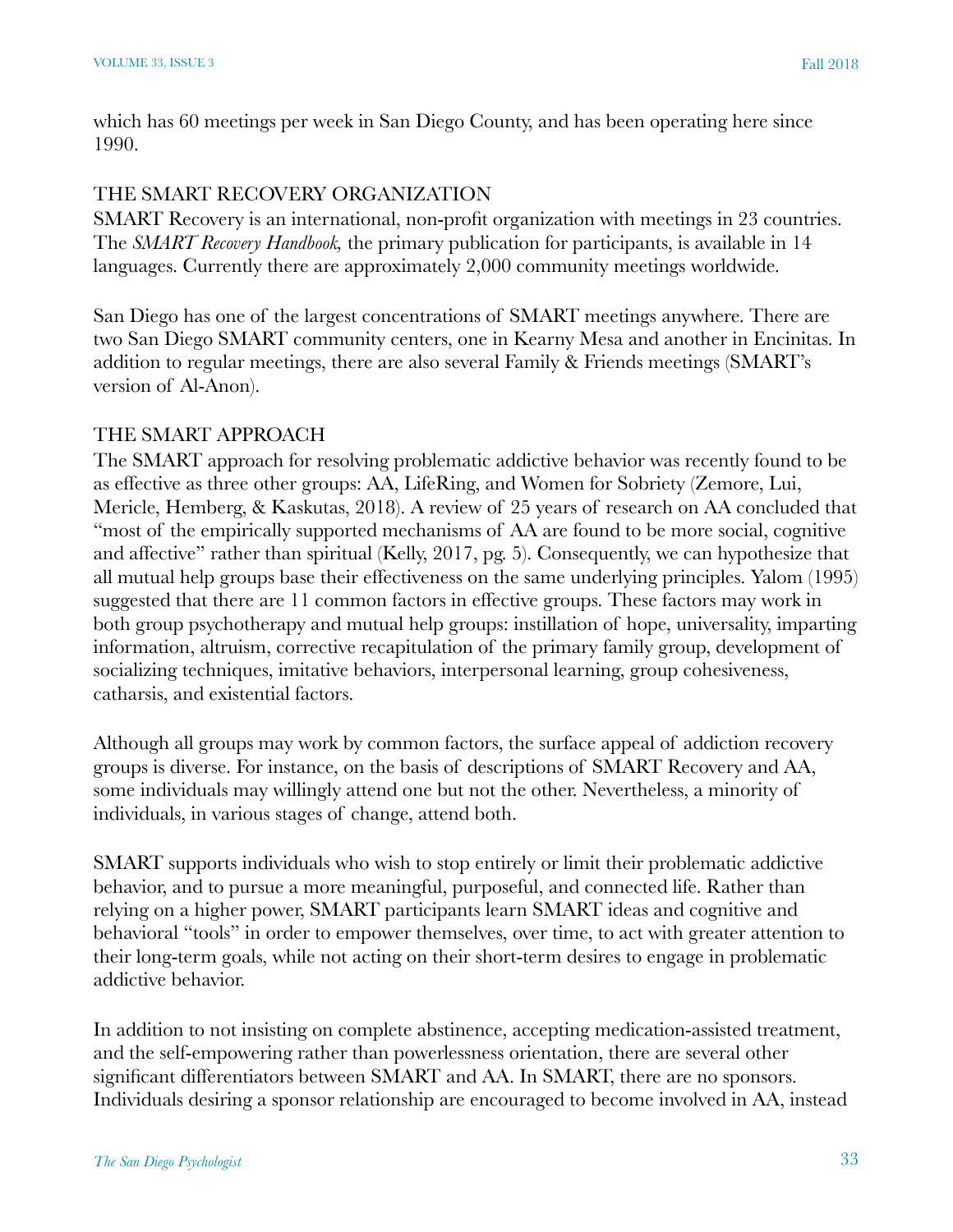which has 60 meetings per week in San Diego County, and has been operating here since 1990.

## THE SMART RECOVERY ORGANIZATION

SMART Recovery is an international, non-profit organization with meetings in 23 countries. The *SMART Recovery Handbook,* the primary publication for participants, is available in 14 languages. Currently there are approximately 2,000 community meetings worldwide.

San Diego has one of the largest concentrations of SMART meetings anywhere. There are two San Diego SMART community centers, one in Kearny Mesa and another in Encinitas. In addition to regular meetings, there are also several Family & Friends meetings (SMART's version of Al-Anon).

## THE SMART APPROACH

The SMART approach for resolving problematic addictive behavior was recently found to be as effective as three other groups: AA, LifeRing, and Women for Sobriety (Zemore, Lui, Mericle, Hemberg, & Kaskutas, 2018). A review of 25 years of research on AA concluded that "most of the empirically supported mechanisms of AA are found to be more social, cognitive and affective" rather than spiritual (Kelly, 2017, pg. 5). Consequently, we can hypothesize that all mutual help groups base their effectiveness on the same underlying principles. Yalom (1995) suggested that there are 11 common factors in effective groups. These factors may work in both group psychotherapy and mutual help groups: instillation of hope, universality, imparting information, altruism, corrective recapitulation of the primary family group, development of socializing techniques, imitative behaviors, interpersonal learning, group cohesiveness, catharsis, and existential factors.

Although all groups may work by common factors, the surface appeal of addiction recovery groups is diverse. For instance, on the basis of descriptions of SMART Recovery and AA, some individuals may willingly attend one but not the other. Nevertheless, a minority of individuals, in various stages of change, attend both.

SMART supports individuals who wish to stop entirely or limit their problematic addictive behavior, and to pursue a more meaningful, purposeful, and connected life. Rather than relying on a higher power, SMART participants learn SMART ideas and cognitive and behavioral "tools" in order to empower themselves, over time, to act with greater attention to their long-term goals, while not acting on their short-term desires to engage in problematic addictive behavior.

In addition to not insisting on complete abstinence, accepting medication-assisted treatment, and the self-empowering rather than powerlessness orientation, there are several other significant differentiators between SMART and AA. In SMART, there are no sponsors. Individuals desiring a sponsor relationship are encouraged to become involved in AA, instead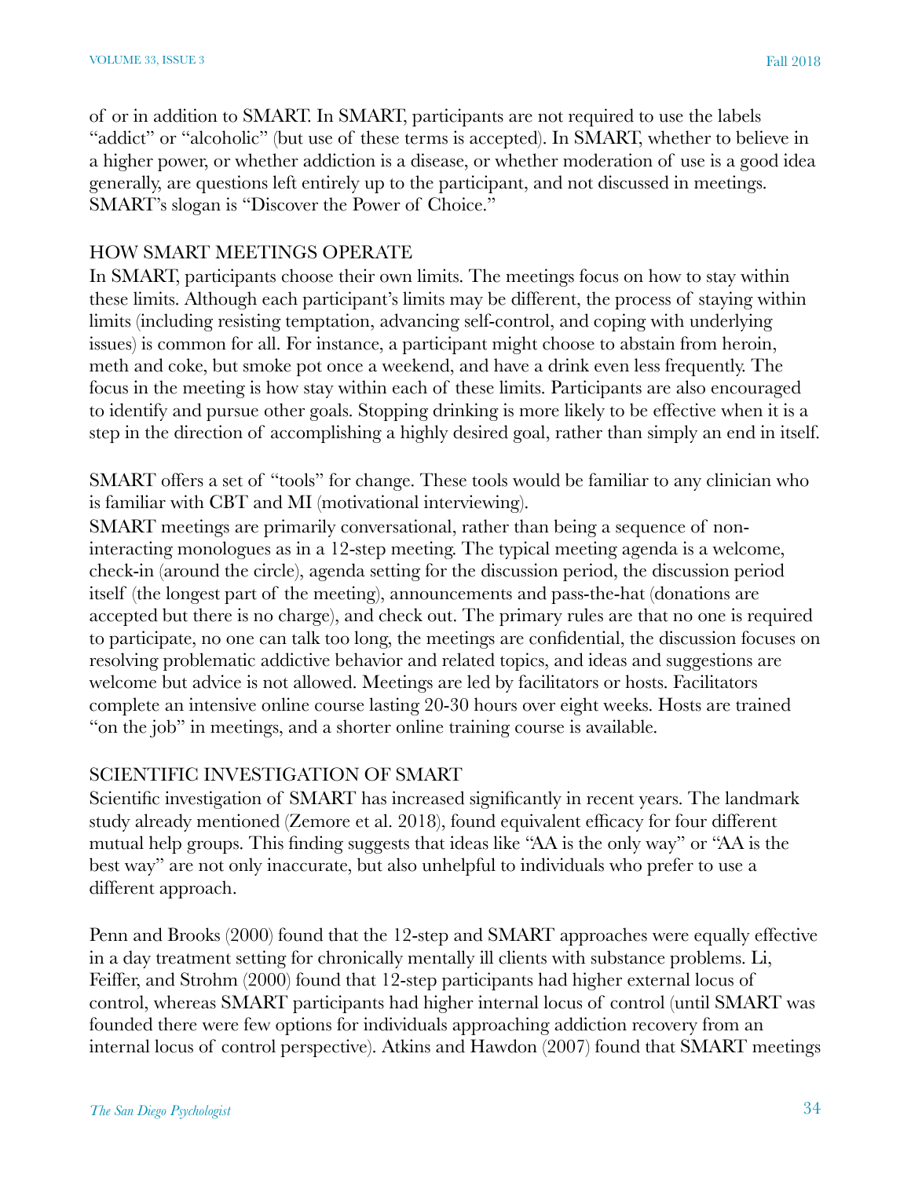of or in addition to SMART. In SMART, participants are not required to use the labels "addict" or "alcoholic" (but use of these terms is accepted). In SMART, whether to believe in a higher power, or whether addiction is a disease, or whether moderation of use is a good idea generally, are questions left entirely up to the participant, and not discussed in meetings. SMART's slogan is "Discover the Power of Choice."

## HOW SMART MEETINGS OPERATE

In SMART, participants choose their own limits. The meetings focus on how to stay within these limits. Although each participant's limits may be different, the process of staying within limits (including resisting temptation, advancing self-control, and coping with underlying issues) is common for all. For instance, a participant might choose to abstain from heroin, meth and coke, but smoke pot once a weekend, and have a drink even less frequently. The focus in the meeting is how stay within each of these limits. Participants are also encouraged to identify and pursue other goals. Stopping drinking is more likely to be effective when it is a step in the direction of accomplishing a highly desired goal, rather than simply an end in itself.

SMART offers a set of "tools" for change. These tools would be familiar to any clinician who is familiar with CBT and MI (motivational interviewing).

SMART meetings are primarily conversational, rather than being a sequence of non-interacting monologues as in a 12-step meeting. The typical meeting agenda is a welcome, check-in (around the circle), agenda setting for the discussion period, the discussion period itself (the longest part of the meeting), announcements and pass-the-hat (donations are accepted but there is no charge), and check out. The primary rules are that no one is required to participate, no one can talk too long, the meetings are confidential, the discussion focuses on resolving problematic addictive behavior and related topics, and ideas and suggestions are welcome but advice is not allowed. Meetings are led by facilitators or hosts. Facilitators complete an intensive online course lasting 20-30 hours over eight weeks. Hosts are trained "on the job" in meetings, and a shorter online training course is available.

## SCIENTIFIC INVESTIGATION OF SMART

Scientific investigation of SMART has increased significantly in recent years. The landmark study already mentioned (Zemore et al. 2018), found equivalent efficacy for four different mutual help groups. This finding suggests that ideas like "AA is the only way" or "AA is the best way" are not only inaccurate, but also unhelpful to individuals who prefer to use a different approach.

Penn and Brooks (2000) found that the 12-step and SMART approaches were equally effective in a day treatment setting for chronically mentally ill clients with substance problems. Li, Feiffer, and Strohm (2000) found that 12-step participants had higher external locus of control, whereas SMART participants had higher internal locus of control (until SMART was founded there were few options for individuals approaching addiction recovery from an internal locus of control perspective). Atkins and Hawdon (2007) found that SMART meetings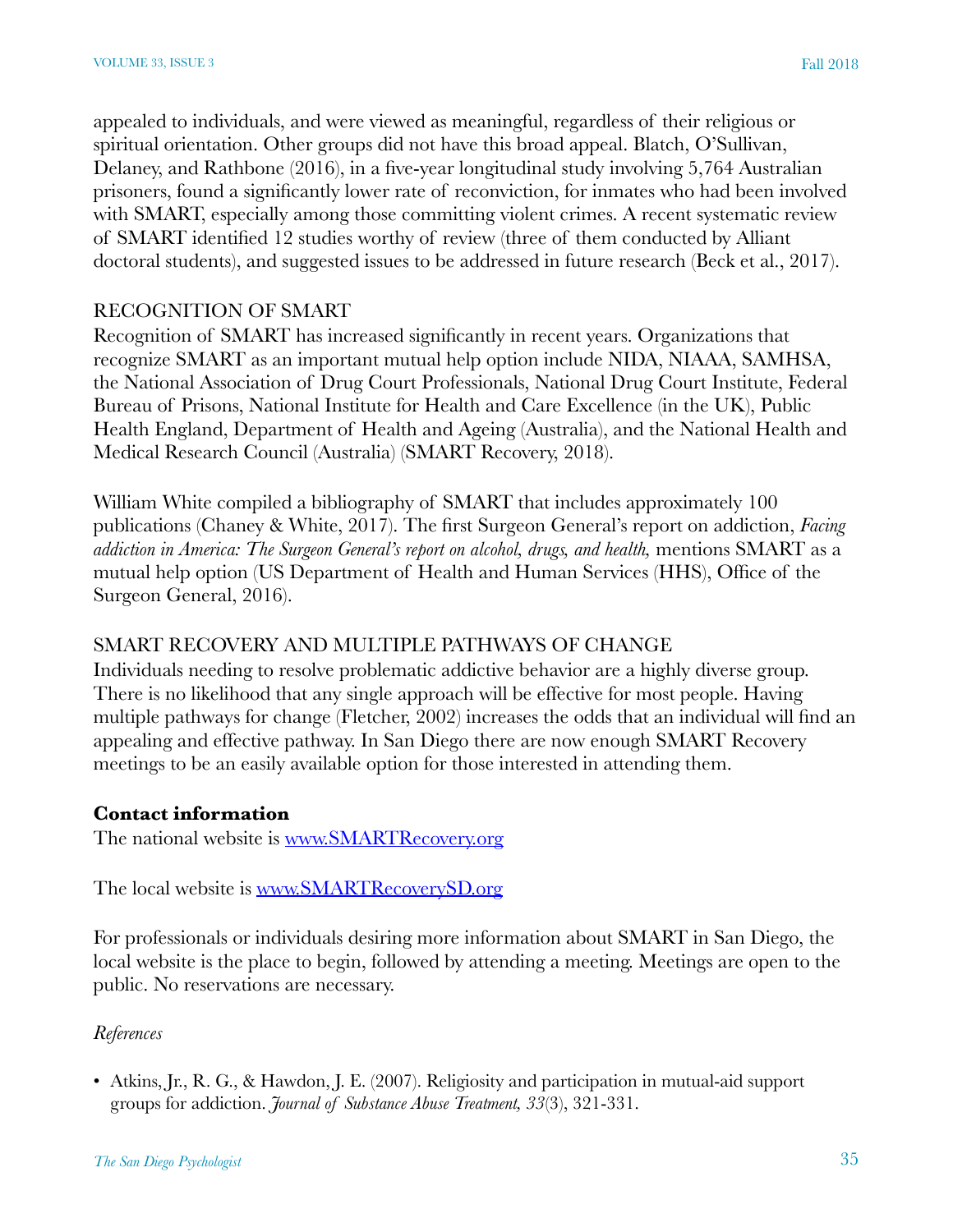appealed to individuals, and were viewed as meaningful, regardless of their religious or spiritual orientation. Other groups did not have this broad appeal. Blatch, O'Sullivan, Delaney, and Rathbone (2016), in a five-year longitudinal study involving 5,764 Australian prisoners, found a significantly lower rate of reconviction, for inmates who had been involved with SMART, especially among those committing violent crimes. A recent systematic review of SMART identified 12 studies worthy of review (three of them conducted by Alliant doctoral students), and suggested issues to be addressed in future research (Beck et al., 2017).

## RECOGNITION OF SMART

Recognition of SMART has increased significantly in recent years. Organizations that recognize SMART as an important mutual help option include NIDA, NIAAA, SAMHSA, the National Association of Drug Court Professionals, National Drug Court Institute, Federal Bureau of Prisons, National Institute for Health and Care Excellence (in the UK), Public Health England, Department of Health and Ageing (Australia), and the National Health and Medical Research Council (Australia) (SMART Recovery, 2018).

William White compiled a bibliography of SMART that includes approximately 100 publications (Chaney & White, 2017). The first Surgeon General's report on addiction, *Facing addiction in America: The Surgeon General's report on alcohol, drugs, and health,* mentions SMART as a mutual help option (US Department of Health and Human Services (HHS), Office of the Surgeon General, 2016).

## SMART RECOVERY AND MULTIPLE PATHWAYS OF CHANGE

Individuals needing to resolve problematic addictive behavior are a highly diverse group. There is no likelihood that any single approach will be effective for most people. Having multiple pathways for change (Fletcher, 2002) increases the odds that an individual will find an appealing and effective pathway. In San Diego there are now enough SMART Recovery meetings to be an easily available option for those interested in attending them.

**Contact information**

The national website is [www.SMARTRecovery.org](http://www.SMARTRecovery.org)

The local website is [www.SMARTRecoverySD.org](http://www.SMARTRecoverySD.org)

For professionals or individuals desiring more information about SMART in San Diego, the local website is the place to begin, followed by attending a meeting. Meetings are open to the public. No reservations are necessary.

*References*

- Atkins, Jr., R. G., & Hawdon, J. E. (2007). Religiosity and participation in mutual-aid support groups for addiction. *Journal of Substance Abuse Treatment, 33*(3), 321-331.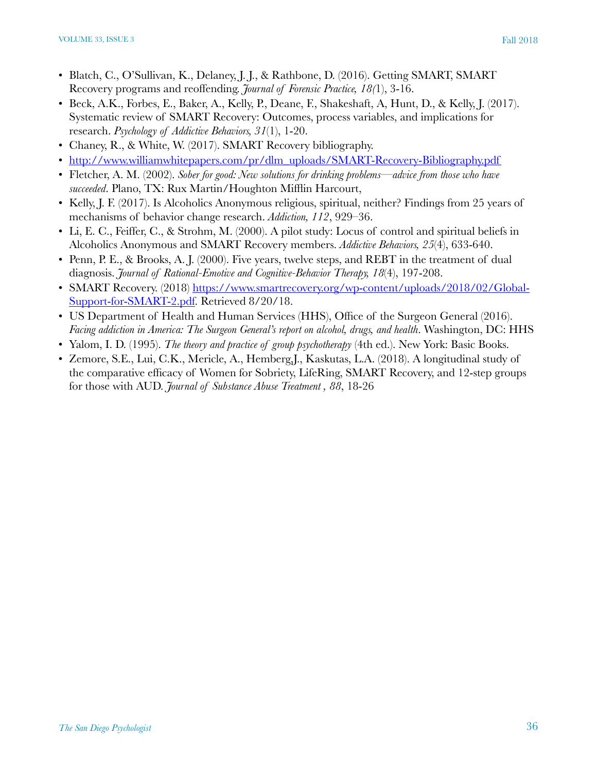- Blatch, C., O'Sullivan, K., Delaney, J. J., & Rathbone, D. (2016). Getting SMART, SMART Recovery programs and reoffending. *Journal of Forensic Practice, 18(*1), 3-16.
- Beck, A.K., Forbes, E., Baker, A., Kelly, P., Deane, F., Shakeshaft, A, Hunt, D., & Kelly, J. (2017). Systematic review of SMART Recovery: Outcomes, process variables, and implications for research. *Psychology of Addictive Behaviors, 31*(1), 1-20.
- Chaney, R., & White, W. (2017). SMART Recovery bibliography.
- http://www.williamwhitepapers.com/pr/dlm_uploads/SMART-Recovery-Bibliography.pdf
- Fletcher, A. M. (2002). *Sober for good: New solutions for drinking problems—advice from those who have succeeded*. Plano, TX: Rux Martin/Houghton Mifflin Harcourt,
- Kelly, J. F. (2017). Is Alcoholics Anonymous religious, spiritual, neither? Findings from 25 years of mechanisms of behavior change research. *Addiction, 112*, 929–36.
- Li, E. C., Feiffer, C., & Strohm, M. (2000). A pilot study: Locus of control and spiritual beliefs in Alcoholics Anonymous and SMART Recovery members. *Addictive Behaviors, 25*(4), 633-640.
- Penn, P. E., & Brooks, A. J. (2000). Five years, twelve steps, and REBT in the treatment of dual diagnosis. *Journal of Rational-Emotive and Cognitive-Behavior Therapy, 18*(4), 197-208.
- SMART Recovery. (2018) https://www.smartrecovery.org/wp-content/uploads/2018/02/Global-Support-for-SMART-2.pdf. Retrieved 8/20/18.
- US Department of Health and Human Services (HHS), Office of the Surgeon General (2016). *Facing addiction in America: The Surgeon General's report on alcohol, drugs, and health*. Washington, DC: HHS
- Yalom, I. D. (1995). *The theory and practice of group psychotherapy* (4th ed.). New York: Basic Books.
- Zemore, S.E., Lui, C.K., Mericle, A., Hemberg,J., Kaskutas, L.A. (2018). A longitudinal study of the comparative efficacy of Women for Sobriety, LifeRing, SMART Recovery, and 12-step groups for those with AUD. *Journal of Substance Abuse Treatment , 88*, 18-26